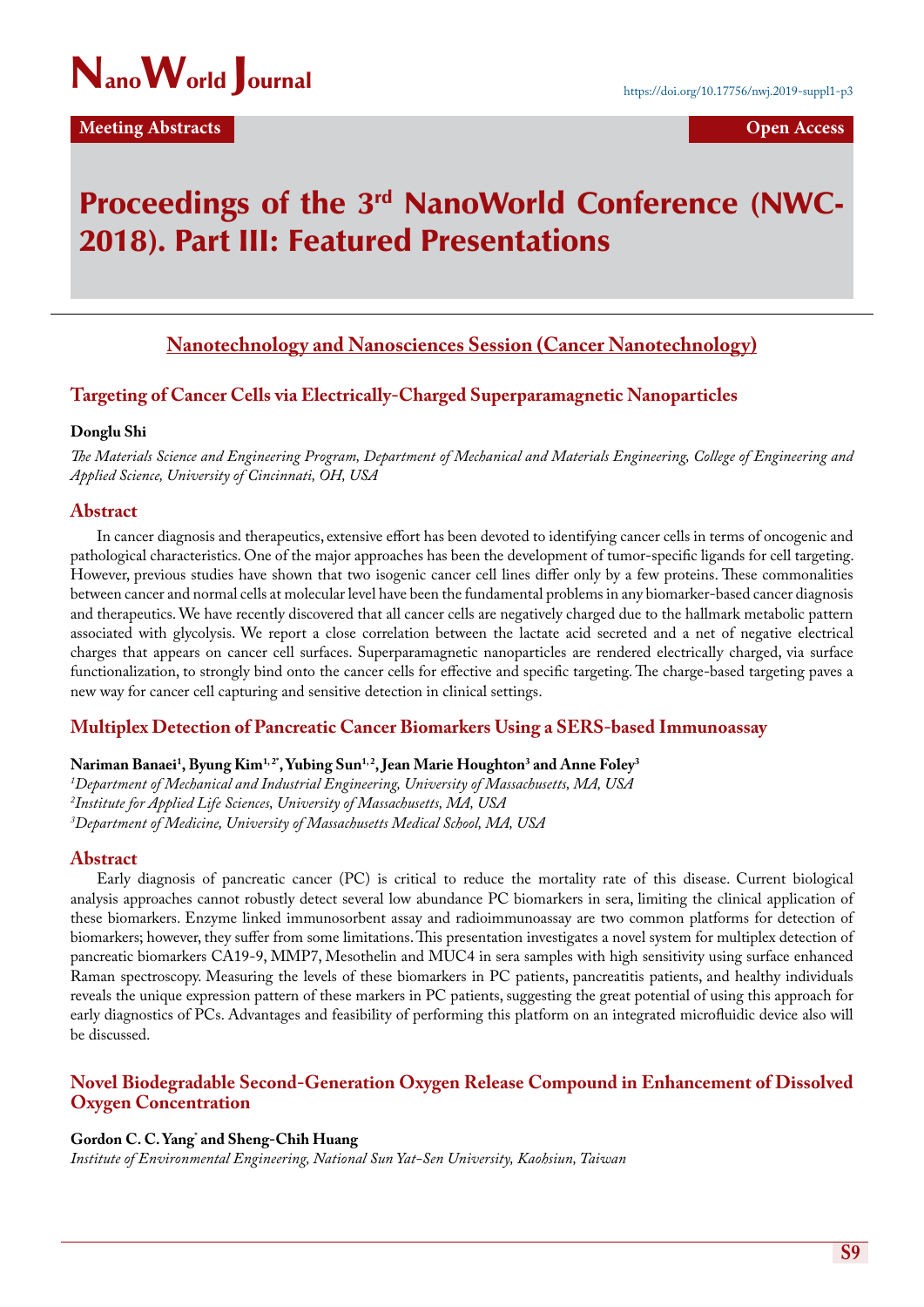**Meeting Abstracts** | **Open Access**

# Proceedings of the 3rd NanoWorld Conference (NWC-2018). Part III: Featured Presentations

## Nanotechnology and Nanosciences Session (Cancer Nanotechnology)

### Targeting of Cancer Cells via Electrically-Charged Superparamagnetic Nanoparticles

**Donglu Shi**

*The Materials Science and Engineering Program, Department of Mechanical and Materials Engineering, College of Engineering and Applied Science, University of Cincinnati, OH, USA*

#### Abstract

In cancer diagnosis and therapeutics, extensive effort has been devoted to identifying cancer cells in terms of oncogenic and pathological characteristics. One of the major approaches has been the development of tumor-specific ligands for cell targeting. However, previous studies have shown that two isogenic cancer cell lines differ only by a few proteins. These commonalities between cancer and normal cells at molecular level have been the fundamental problems in any biomarker-based cancer diagnosis and therapeutics. We have recently discovered that all cancer cells are negatively charged due to the hallmark metabolic pattern associated with glycolysis. We report a close correlation between the lactate acid secreted and a net of negative electrical charges that appears on cancer cell surfaces. Superparamagnetic nanoparticles are rendered electrically charged, via surface functionalization, to strongly bind onto the cancer cells for effective and specific targeting. The charge-based targeting paves a new way for cancer cell capturing and sensitive detection in clinical settings.

### Multiplex Detection of Pancreatic Cancer Biomarkers Using a SERS-based Immunoassay

**Nariman Banaei[1], Byung Kim[1,2*], Yubing Sun[1,2], Jean Marie Houghton[3] and Anne Foley[3]**

[1]*Department of Mechanical and Industrial Engineering, University of Massachusetts, MA, USA*
[2]*Institute for Applied Life Sciences, University of Massachusetts, MA, USA*
[3]*Department of Medicine, University of Massachusetts Medical School, MA, USA*

#### Abstract

Early diagnosis of pancreatic cancer (PC) is critical to reduce the mortality rate of this disease. Current biological analysis approaches cannot robustly detect several low abundance PC biomarkers in sera, limiting the clinical application of these biomarkers. Enzyme linked immunosorbent assay and radioimmunoassay are two common platforms for detection of biomarkers; however, they suffer from some limitations. This presentation investigates a novel system for multiplex detection of pancreatic biomarkers CA19-9, MMP7, Mesothelin and MUC4 in sera samples with high sensitivity using surface enhanced Raman spectroscopy. Measuring the levels of these biomarkers in PC patients, pancreatitis patients, and healthy individuals reveals the unique expression pattern of these markers in PC patients, suggesting the great potential of using this approach for early diagnostics of PCs. Advantages and feasibility of performing this platform on an integrated microfluidic device also will be discussed.

### Novel Biodegradable Second-Generation Oxygen Release Compound in Enhancement of Dissolved Oxygen Concentration

**Gordon C. C. Yang[*] and Sheng-Chih Huang**

*Institute of Environmental Engineering, National Sun Yat-Sen University, Kaohsiun, Taiwan*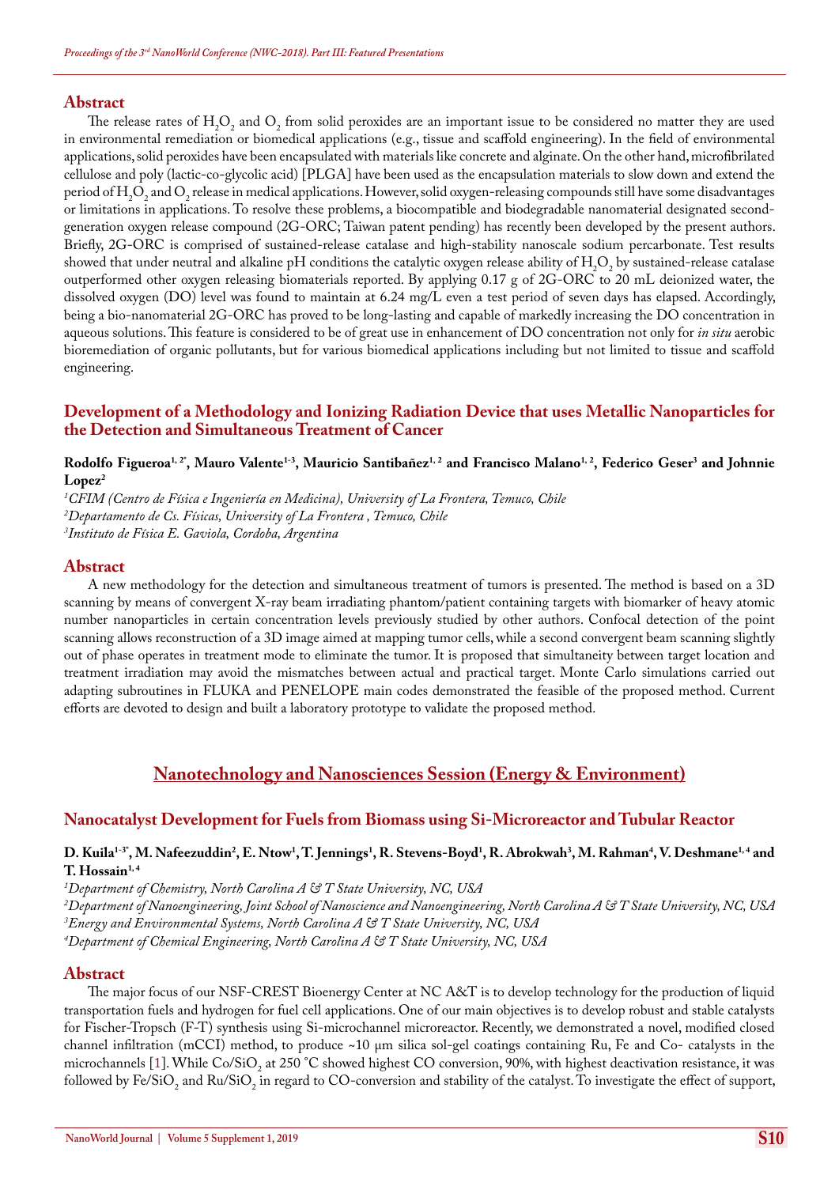## Abstract

The release rates of $H_2O_2$ and $O_2$ from solid peroxides are an important issue to be considered no matter they are used in environmental remediation or biomedical applications (e.g., tissue and scaffold engineering). In the field of environmental applications, solid peroxides have been encapsulated with materials like concrete and alginate. On the other hand, microfibrilated cellulose and poly (lactic-co-glycolic acid) [PLGA] have been used as the encapsulation materials to slow down and extend the period of $H_2O_2$ and $O_2$ release in medical applications. However, solid oxygen-releasing compounds still have some disadvantages or limitations in applications. To resolve these problems, a biocompatible and biodegradable nanomaterial designated second-generation oxygen release compound (2G-ORC; Taiwan patent pending) has recently been developed by the present authors. Briefly, 2G-ORC is comprised of sustained-release catalase and high-stability nanoscale sodium percarbonate. Test results showed that under neutral and alkaline pH conditions the catalytic oxygen release ability of $H_2O_2$ by sustained-release catalase outperformed other oxygen releasing biomaterials reported. By applying 0.17 g of 2G-ORC to 20 mL deionized water, the dissolved oxygen (DO) level was found to maintain at 6.24 mg/L even a test period of seven days has elapsed. Accordingly, being a bio-nanomaterial 2G-ORC has proved to be long-lasting and capable of markedly increasing the DO concentration in aqueous solutions. This feature is considered to be of great use in enhancement of DO concentration not only for *in situ* aerobic bioremediation of organic pollutants, but for various biomedical applications including but not limited to tissue and scaffold engineering.

## Development of a Methodology and Ionizing Radiation Device that uses Metallic Nanoparticles for the Detection and Simultaneous Treatment of Cancer

**Rodolfo Figueroa[1, 2*], Mauro Valente[1-3], Mauricio Santibañez[1, 2] and Francisco Malano[1, 2], Federico Geser[3] and Johnnie Lopez[2]**

[1] *CFIM (Centro de Física e Ingeniería en Medicina), University of La Frontera, Temuco, Chile*
[2] *Departamento de Cs. Físicas, University of La Frontera , Temuco, Chile*
[3] *Instituto de Física E. Gaviola, Cordoba, Argentina*

## Abstract

A new methodology for the detection and simultaneous treatment of tumors is presented. The method is based on a 3D scanning by means of convergent X-ray beam irradiating phantom/patient containing targets with biomarker of heavy atomic number nanoparticles in certain concentration levels previously studied by other authors. Confocal detection of the point scanning allows reconstruction of a 3D image aimed at mapping tumor cells, while a second convergent beam scanning slightly out of phase operates in treatment mode to eliminate the tumor. It is proposed that simultaneity between target location and treatment irradiation may avoid the mismatches between actual and practical target. Monte Carlo simulations carried out adapting subroutines in FLUKA and PENELOPE main codes demonstrated the feasible of the proposed method. Current efforts are devoted to design and built a laboratory prototype to validate the proposed method.

# Nanotechnology and Nanosciences Session (Energy & Environment)

## Nanocatalyst Development for Fuels from Biomass using Si-Microreactor and Tubular Reactor

**D. Kuila[1-3*], M. Nafeezuddin[2], E. Ntow[1], T. Jennings[1], R. Stevens-Boyd[1], R. Abrokwah[3], M. Rahman[4], V. Deshmane[1, 4] and T. Hossain[1, 4]**

[1] *Department of Chemistry, North Carolina A & T State University, NC, USA*
[2] *Department of Nanoengineering, Joint School of Nanoscience and Nanoengineering, North Carolina A & T State University, NC, USA*
[3] *Energy and Environmental Systems, North Carolina A & T State University, NC, USA*
[4] *Department of Chemical Engineering, North Carolina A & T State University, NC, USA*

## Abstract

The major focus of our NSF-CREST Bioenergy Center at NC A&T is to develop technology for the production of liquid transportation fuels and hydrogen for fuel cell applications. One of our main objectives is to develop robust and stable catalysts for Fischer-Tropsch (F-T) synthesis using Si-microchannel microreactor. Recently, we demonstrated a novel, modified closed channel infiltration (mCCI) method, to produce ~10 μm silica sol-gel coatings containing Ru, Fe and Co- catalysts in the microchannels [1]. While $Co/SiO_2$ at 250 °C showed highest CO conversion, 90%, with highest deactivation resistance, it was followed by $Fe/SiO_2$ and $Ru/SiO_2$ in regard to CO-conversion and stability of the catalyst. To investigate the effect of support,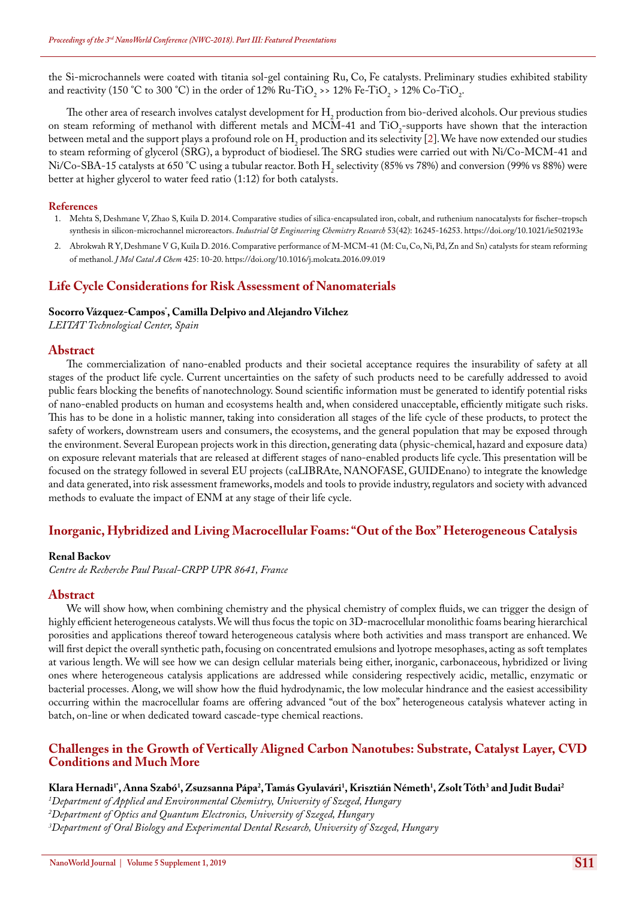the Si-microchannels were coated with titania sol-gel containing Ru, Co, Fe catalysts. Preliminary studies exhibited stability and reactivity (150 °C to 300 °C) in the order of 12% Ru-$TiO_2$ >> 12% Fe-$TiO_2$ > 12% Co-$TiO_2$.

The other area of research involves catalyst development for $H_2$ production from bio-derived alcohols. Our previous studies on steam reforming of methanol with different metals and MCM-41 and $TiO_2$-supports have shown that the interaction between metal and the support plays a profound role on $H_2$ production and its selectivity [2]. We have now extended our studies to steam reforming of glycerol (SRG), a byproduct of biodiesel. The SRG studies were carried out with Ni/Co-MCM-41 and Ni/Co-SBA-15 catalysts at 650 °C using a tubular reactor. Both $H_2$ selectivity (85% vs 78%) and conversion (99% vs 88%) were better at higher glycerol to water feed ratio (1:12) for both catalysts.

#### References

1. Mehta S, Deshmane V, Zhao S, Kuila D. 2014. Comparative studies of silica-encapsulated iron, cobalt, and ruthenium nanocatalysts for fischer–tropsch synthesis in silicon-microchannel microreactors. *Industrial & Engineering Chemistry Research* 53(42): 16245-16253. https://doi.org/10.1021/ie502193e
2. Abrokwah R Y, Deshmane V G, Kuila D. 2016. Comparative performance of M-MCM-41 (M: Cu, Co, Ni, Pd, Zn and Sn) catalysts for steam reforming of methanol. *J Mol Catal A Chem* 425: 10-20. https://doi.org/10.1016/j.molcata.2016.09.019

## Life Cycle Considerations for Risk Assessment of Nanomaterials

**Socorro Vázquez-Campos*, Camilla Delpivo and Alejandro Vílchez**

*LEITAT Technological Center, Spain*

### Abstract

The commercialization of nano-enabled products and their societal acceptance requires the insurability of safety at all stages of the product life cycle. Current uncertainties on the safety of such products need to be carefully addressed to avoid public fears blocking the benefits of nanotechnology. Sound scientific information must be generated to identify potential risks of nano-enabled products on human and ecosystems health and, when considered unacceptable, efficiently mitigate such risks. This has to be done in a holistic manner, taking into consideration all stages of the life cycle of these products, to protect the safety of workers, downstream users and consumers, the ecosystems, and the general population that may be exposed through the environment. Several European projects work in this direction, generating data (physic-chemical, hazard and exposure data) on exposure relevant materials that are released at different stages of nano-enabled products life cycle. This presentation will be focused on the strategy followed in several EU projects (caLIBRAte, NANOFASE, GUIDEnano) to integrate the knowledge and data generated, into risk assessment frameworks, models and tools to provide industry, regulators and society with advanced methods to evaluate the impact of ENM at any stage of their life cycle.

## Inorganic, Hybridized and Living Macrocellular Foams: "Out of the Box" Heterogeneous Catalysis

**Renal Backov**

*Centre de Recherche Paul Pascal-CRPP UPR 8641, France*

### Abstract

We will show how, when combining chemistry and the physical chemistry of complex fluids, we can trigger the design of highly efficient heterogeneous catalysts. We will thus focus the topic on 3D-macrocellular monolithic foams bearing hierarchical porosities and applications thereof toward heterogeneous catalysis where both activities and mass transport are enhanced. We will first depict the overall synthetic path, focusing on concentrated emulsions and lyotrope mesophases, acting as soft templates at various length. We will see how we can design cellular materials being either, inorganic, carbonaceous, hybridized or living ones where heterogeneous catalysis applications are addressed while considering respectively acidic, metallic, enzymatic or bacterial processes. Along, we will show how the fluid hydrodynamic, the low molecular hindrance and the easiest accessibility occurring within the macrocellular foams are offering advanced "out of the box" heterogeneous catalysis whatever acting in batch, on-line or when dedicated toward cascade-type chemical reactions.

## Challenges in the Growth of Vertically Aligned Carbon Nanotubes: Substrate, Catalyst Layer, CVD Conditions and Much More

**Klara Hernadi[1*], Anna Szabó[1], Zsuzsanna Pápa[2], Tamás Gyulavári[1], Krisztián Németh[1], Zsolt Tóth[3] and Judit Budai[2]**

[1]*Department of Applied and Environmental Chemistry, University of Szeged, Hungary*

[2]*Department of Optics and Quantum Electronics, University of Szeged, Hungary*

[3]*Department of Oral Biology and Experimental Dental Research, University of Szeged, Hungary*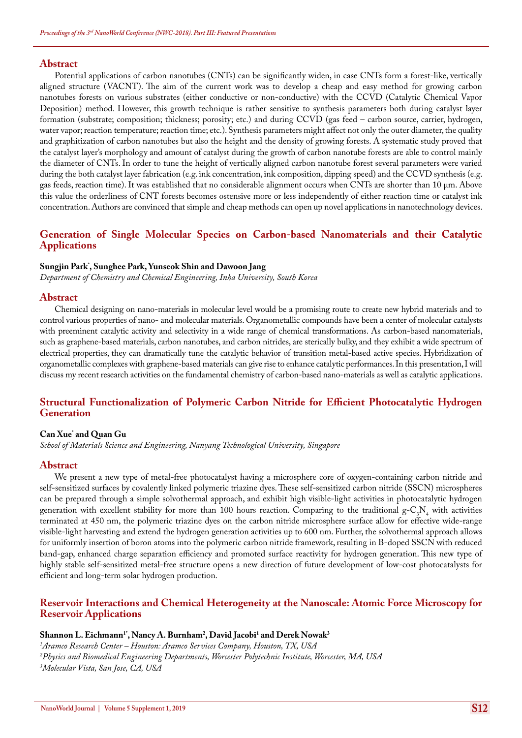## Abstract

Potential applications of carbon nanotubes (CNTs) can be significantly widen, in case CNTs form a forest-like, vertically aligned structure (VACNT). The aim of the current work was to develop a cheap and easy method for growing carbon nanotubes forests on various substrates (either conductive or non-conductive) with the CCVD (Catalytic Chemical Vapor Deposition) method. However, this growth technique is rather sensitive to synthesis parameters both during catalyst layer formation (substrate; composition; thickness; porosity; etc.) and during CCVD (gas feed – carbon source, carrier, hydrogen, water vapor; reaction temperature; reaction time; etc.). Synthesis parameters might affect not only the outer diameter, the quality and graphitization of carbon nanotubes but also the height and the density of growing forests. A systematic study proved that the catalyst layer's morphology and amount of catalyst during the growth of carbon nanotube forests are able to control mainly the diameter of CNTs. In order to tune the height of vertically aligned carbon nanotube forest several parameters were varied during the both catalyst layer fabrication (e.g. ink concentration, ink composition, dipping speed) and the CCVD synthesis (e.g. gas feeds, reaction time). It was established that no considerable alignment occurs when CNTs are shorter than 10 µm. Above this value the orderliness of CNT forests becomes ostensive more or less independently of either reaction time or catalyst ink concentration. Authors are convinced that simple and cheap methods can open up novel applications in nanotechnology devices.

## Generation of Single Molecular Species on Carbon-based Nanomaterials and their Catalytic Applications

**Sungjin Park*, Sunghee Park, Yunseok Shin and Dawoon Jang**

*Department of Chemistry and Chemical Engineering, Inha University, South Korea*

## Abstract

Chemical designing on nano-materials in molecular level would be a promising route to create new hybrid materials and to control various properties of nano- and molecular materials. Organometallic compounds have been a center of molecular catalysts with preeminent catalytic activity and selectivity in a wide range of chemical transformations. As carbon-based nanomaterials, such as graphene-based materials, carbon nanotubes, and carbon nitrides, are sterically bulky, and they exhibit a wide spectrum of electrical properties, they can dramatically tune the catalytic behavior of transition metal-based active species. Hybridization of organometallic complexes with graphene-based materials can give rise to enhance catalytic performances. In this presentation, I will discuss my recent research activities on the fundamental chemistry of carbon-based nano-materials as well as catalytic applications.

## Structural Functionalization of Polymeric Carbon Nitride for Efficient Photocatalytic Hydrogen Generation

**Can Xue* and Quan Gu**

*School of Materials Science and Engineering, Nanyang Technological University, Singapore*

## Abstract

We present a new type of metal-free photocatalyst having a microsphere core of oxygen-containing carbon nitride and self-sensitized surfaces by covalently linked polymeric triazine dyes. These self-sensitized carbon nitride (SSCN) microspheres can be prepared through a simple solvothermal approach, and exhibit high visible-light activities in photocatalytic hydrogen generation with excellent stability for more than 100 hours reaction. Comparing to the traditional g-$C_3N_4$ with activities terminated at 450 nm, the polymeric triazine dyes on the carbon nitride microsphere surface allow for effective wide-range visible-light harvesting and extend the hydrogen generation activities up to 600 nm. Further, the solvothermal approach allows for uniformly insertion of boron atoms into the polymeric carbon nitride framework, resulting in B-doped SSCN with reduced band-gap, enhanced charge separation efficiency and promoted surface reactivity for hydrogen generation. This new type of highly stable self-sensitized metal-free structure opens a new direction of future development of low-cost photocatalysts for efficient and long-term solar hydrogen production.

## Reservoir Interactions and Chemical Heterogeneity at the Nanoscale: Atomic Force Microscopy for Reservoir Applications

**Shannon L. Eichmann[1*], Nancy A. Burnham[2], David Jacobi[1] and Derek Nowak[3]**

[1]*Aramco Research Center – Houston: Aramco Services Company, Houston, TX, USA*
[2]*Physics and Biomedical Engineering Departments, Worcester Polytechnic Institute, Worcester, MA, USA*
[3]*Molecular Vista, San Jose, CA, USA*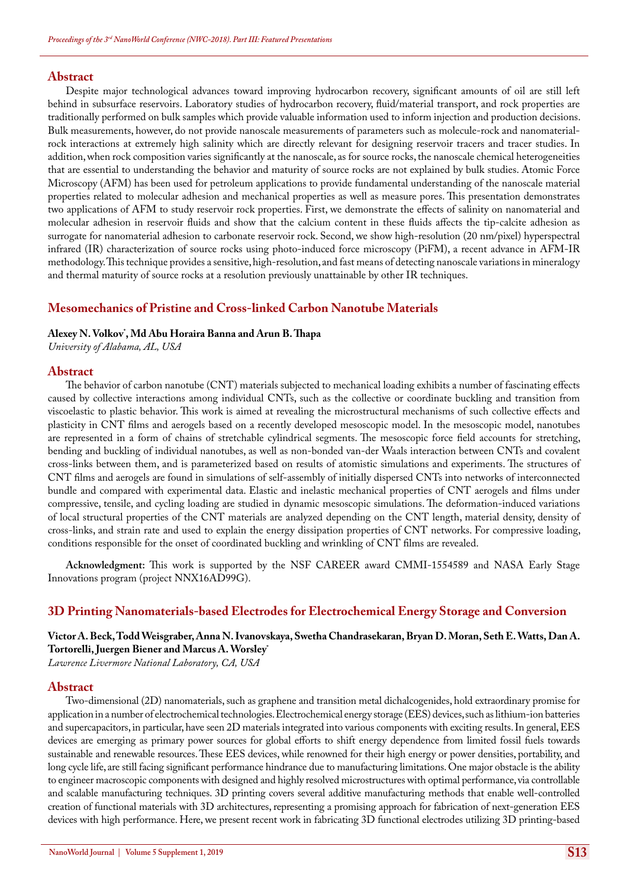## Abstract

Despite major technological advances toward improving hydrocarbon recovery, significant amounts of oil are still left behind in subsurface reservoirs. Laboratory studies of hydrocarbon recovery, fluid/material transport, and rock properties are traditionally performed on bulk samples which provide valuable information used to inform injection and production decisions. Bulk measurements, however, do not provide nanoscale measurements of parameters such as molecule-rock and nanomaterial-rock interactions at extremely high salinity which are directly relevant for designing reservoir tracers and tracer studies. In addition, when rock composition varies significantly at the nanoscale, as for source rocks, the nanoscale chemical heterogeneities that are essential to understanding the behavior and maturity of source rocks are not explained by bulk studies. Atomic Force Microscopy (AFM) has been used for petroleum applications to provide fundamental understanding of the nanoscale material properties related to molecular adhesion and mechanical properties as well as measure pores. This presentation demonstrates two applications of AFM to study reservoir rock properties. First, we demonstrate the effects of salinity on nanomaterial and molecular adhesion in reservoir fluids and show that the calcium content in these fluids affects the tip-calcite adhesion as surrogate for nanomaterial adhesion to carbonate reservoir rock. Second, we show high-resolution (20 nm/pixel) hyperspectral infrared (IR) characterization of source rocks using photo-induced force microscopy (PiFM), a recent advance in AFM-IR methodology. This technique provides a sensitive, high-resolution, and fast means of detecting nanoscale variations in mineralogy and thermal maturity of source rocks at a resolution previously unattainable by other IR techniques.

## Mesomechanics of Pristine and Cross-linked Carbon Nanotube Materials

**Alexey N. Volkov*, Md Abu Horaira Banna and Arun B. Thapa**

*University of Alabama, AL, USA*

## Abstract

The behavior of carbon nanotube (CNT) materials subjected to mechanical loading exhibits a number of fascinating effects caused by collective interactions among individual CNTs, such as the collective or coordinate buckling and transition from viscoelastic to plastic behavior. This work is aimed at revealing the microstructural mechanisms of such collective effects and plasticity in CNT films and aerogels based on a recently developed mesoscopic model. In the mesoscopic model, nanotubes are represented in a form of chains of stretchable cylindrical segments. The mesoscopic force field accounts for stretching, bending and buckling of individual nanotubes, as well as non-bonded van-der Waals interaction between CNTs and covalent cross-links between them, and is parameterized based on results of atomistic simulations and experiments. The structures of CNT films and aerogels are found in simulations of self-assembly of initially dispersed CNTs into networks of interconnected bundle and compared with experimental data. Elastic and inelastic mechanical properties of CNT aerogels and films under compressive, tensile, and cycling loading are studied in dynamic mesoscopic simulations. The deformation-induced variations of local structural properties of the CNT materials are analyzed depending on the CNT length, material density, density of cross-links, and strain rate and used to explain the energy dissipation properties of CNT networks. For compressive loading, conditions responsible for the onset of coordinated buckling and wrinkling of CNT films are revealed.

**Acknowledgment:** This work is supported by the NSF CAREER award CMMI-1554589 and NASA Early Stage Innovations program (project NNX16AD99G).

## 3D Printing Nanomaterials-based Electrodes for Electrochemical Energy Storage and Conversion

**Victor A. Beck, Todd Weisgraber, Anna N. Ivanovskaya, Swetha Chandrasekaran, Bryan D. Moran, Seth E. Watts, Dan A. Tortorelli, Juergen Biener and Marcus A. Worsley***

*Lawrence Livermore National Laboratory, CA, USA*

## Abstract

Two-dimensional (2D) nanomaterials, such as graphene and transition metal dichalcogenides, hold extraordinary promise for application in a number of electrochemical technologies. Electrochemical energy storage (EES) devices, such as lithium-ion batteries and supercapacitors, in particular, have seen 2D materials integrated into various components with exciting results. In general, EES devices are emerging as primary power sources for global efforts to shift energy dependence from limited fossil fuels towards sustainable and renewable resources. These EES devices, while renowned for their high energy or power densities, portability, and long cycle life, are still facing significant performance hindrance due to manufacturing limitations. One major obstacle is the ability to engineer macroscopic components with designed and highly resolved microstructures with optimal performance, via controllable and scalable manufacturing techniques. 3D printing covers several additive manufacturing methods that enable well-controlled creation of functional materials with 3D architectures, representing a promising approach for fabrication of next-generation EES devices with high performance. Here, we present recent work in fabricating 3D functional electrodes utilizing 3D printing-based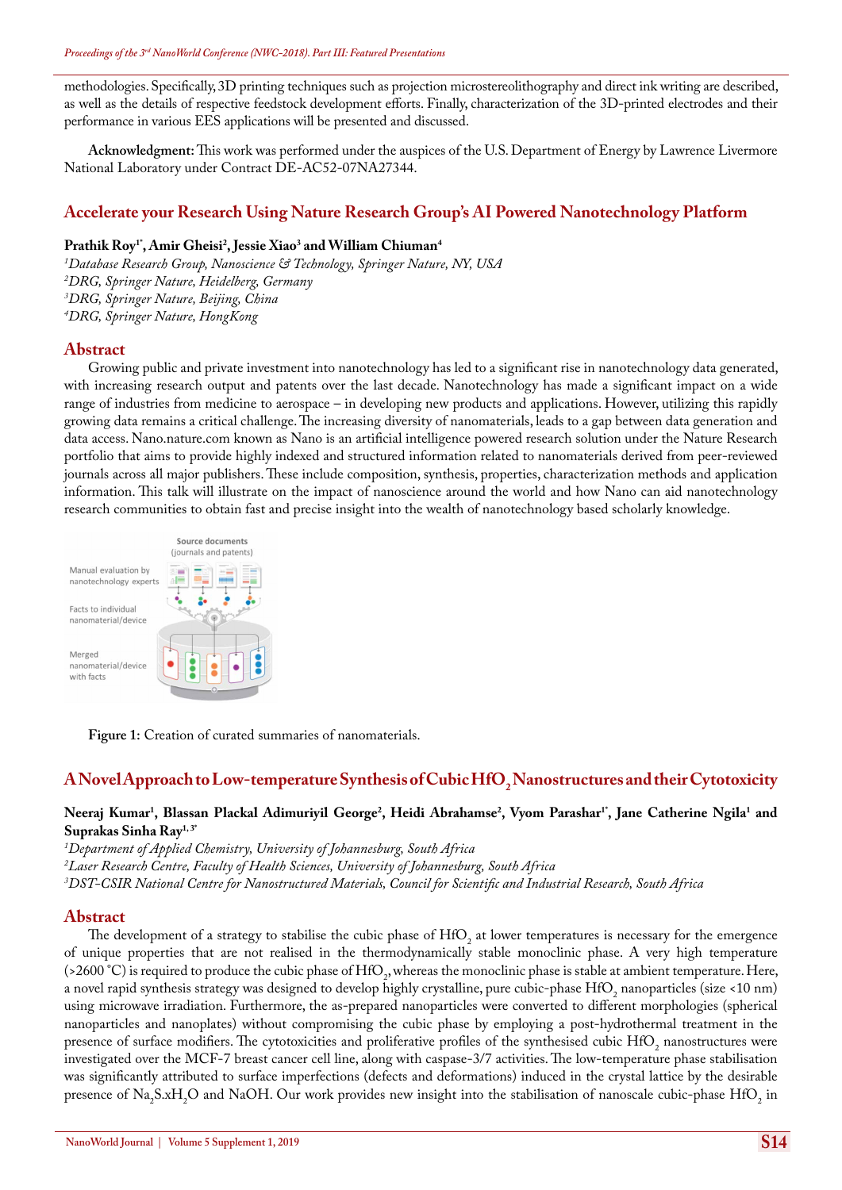methodologies. Specifically, 3D printing techniques such as projection microstereolithography and direct ink writing are described, as well as the details of respective feedstock development efforts. Finally, characterization of the 3D-printed electrodes and their performance in various EES applications will be presented and discussed.

**Acknowledgment:** This work was performed under the auspices of the U.S. Department of Energy by Lawrence Livermore National Laboratory under Contract DE-AC52-07NA27344.

## Accelerate your Research Using Nature Research Group's AI Powered Nanotechnology Platform

**Prathik Roy[1*], Amir Gheisi[2], Jessie Xiao[3] and William Chiuman[4]**

[1]*Database Research Group, Nanoscience & Technology, Springer Nature, NY, USA*
[2]*DRG, Springer Nature, Heidelberg, Germany*
[3]*DRG, Springer Nature, Beijing, China*
[4]*DRG, Springer Nature, HongKong*

### Abstract

Growing public and private investment into nanotechnology has led to a significant rise in nanotechnology data generated, with increasing research output and patents over the last decade. Nanotechnology has made a significant impact on a wide range of industries from medicine to aerospace – in developing new products and applications. However, utilizing this rapidly growing data remains a critical challenge. The increasing diversity of nanomaterials, leads to a gap between data generation and data access. Nano.nature.com known as Nano is an artificial intelligence powered research solution under the Nature Research portfolio that aims to provide highly indexed and structured information related to nanomaterials derived from peer-reviewed journals across all major publishers. These include composition, synthesis, properties, characterization methods and application information. This talk will illustrate on the impact of nanoscience around the world and how Nano can aid nanotechnology research communities to obtain fast and precise insight into the wealth of nanotechnology based scholarly knowledge.

**Figure 1:** Creation of curated summaries of nanomaterials.

## A Novel Approach to Low-temperature Synthesis of Cubic $HfO_2$ Nanostructures and their Cytotoxicity

**Neeraj Kumar[1], Blassan Plackal Adimuriyil George[2], Heidi Abrahamse[2], Vyom Parashar[1*], Jane Catherine Ngila[1] and Suprakas Sinha Ray[1,3*]**

[1]*Department of Applied Chemistry, University of Johannesburg, South Africa*
[2]*Laser Research Centre, Faculty of Health Sciences, University of Johannesburg, South Africa*
[3]*DST-CSIR National Centre for Nanostructured Materials, Council for Scientific and Industrial Research, South Africa*

### Abstract

The development of a strategy to stabilise the cubic phase of $HfO_2$ at lower temperatures is necessary for the emergence of unique properties that are not realised in the thermodynamically stable monoclinic phase. A very high temperature (>2600 °C) is required to produce the cubic phase of $HfO_2$, whereas the monoclinic phase is stable at ambient temperature. Here, a novel rapid synthesis strategy was designed to develop highly crystalline, pure cubic-phase $HfO_2$ nanoparticles (size <10 nm) using microwave irradiation. Furthermore, the as-prepared nanoparticles were converted to different morphologies (spherical nanoparticles and nanoplates) without compromising the cubic phase by employing a post-hydrothermal treatment in the presence of surface modifiers. The cytotoxicities and proliferative profiles of the synthesised cubic $HfO_2$ nanostructures were investigated over the MCF-7 breast cancer cell line, along with caspase-3/7 activities. The low-temperature phase stabilisation was significantly attributed to surface imperfections (defects and deformations) induced in the crystal lattice by the desirable presence of $Na_2S.xH_2O$ and NaOH. Our work provides new insight into the stabilisation of nanoscale cubic-phase $HfO_2$ in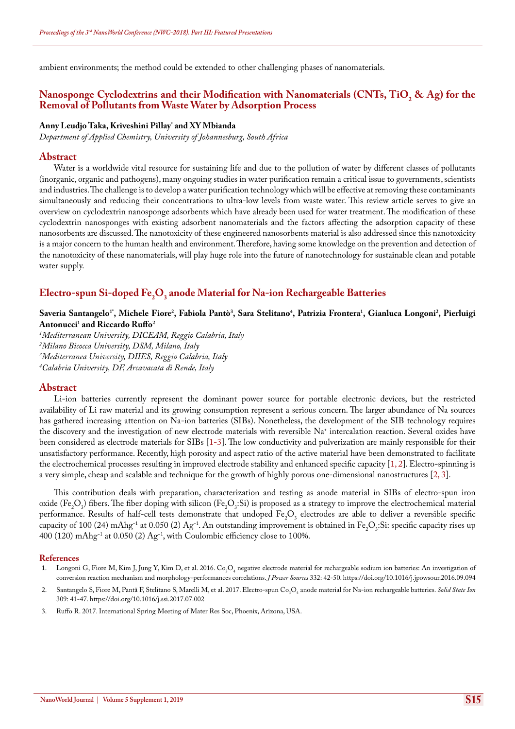ambient environments; the method could be extended to other challenging phases of nanomaterials.

## Nanosponge Cyclodextrins and their Modification with Nanomaterials (CNTs, $TiO_2$ & Ag) for the Removal of Pollutants from Waste Water by Adsorption Process

**Anny Leudjo Taka, Kriveshini Pillay* and XY Mbianda**

*Department of Applied Chemistry, University of Johannesburg, South Africa*

### Abstract

Water is a worldwide vital resource for sustaining life and due to the pollution of water by different classes of pollutants (inorganic, organic and pathogens), many ongoing studies in water purification remain a critical issue to governments, scientists and industries. The challenge is to develop a water purification technology which will be effective at removing these contaminants simultaneously and reducing their concentrations to ultra-low levels from waste water. This review article serves to give an overview on cyclodextrin nanosponge adsorbents which have already been used for water treatment. The modification of these cyclodextrin nanosponges with existing adsorbent nanomaterials and the factors affecting the adsorption capacity of these nanosorbents are discussed. The nanotoxicity of these engineered nanosorbents material is also addressed since this nanotoxicity is a major concern to the human health and environment. Therefore, having some knowledge on the prevention and detection of the nanotoxicity of these nanomaterials, will play huge role into the future of nanotechnology for sustainable clean and potable water supply.

## Electro-spun Si-doped $Fe_2O_3$ anode Material for Na-ion Rechargeable Batteries

**Saveria Santangelo[1*], Michele Fiore[2], Fabiola Pantò[3], Sara Stelitano[4], Patrizia Frontera[1], Gianluca Longoni[2], Pierluigi Antonucci[1] and Riccardo Ruffo[2]**

[1]*Mediterranean University, DICEAM, Reggio Calabria, Italy*
[2]*Milano Bicocca University, DSM, Milano, Italy*
[3]*Mediterranea University, DIIES, Reggio Calabria, Italy*
[4]*Calabria University, DF, Arcavacata di Rende, Italy*

### Abstract

Li-ion batteries currently represent the dominant power source for portable electronic devices, but the restricted availability of Li raw material and its growing consumption represent a serious concern. The larger abundance of Na sources has gathered increasing attention on Na-ion batteries (SIBs). Nonetheless, the development of the SIB technology requires the discovery and the investigation of new electrode materials with reversible $Na^+$ intercalation reaction. Several oxides have been considered as electrode materials for SIBs [1-3]. The low conductivity and pulverization are mainly responsible for their unsatisfactory performance. Recently, high porosity and aspect ratio of the active material have been demonstrated to facilitate the electrochemical processes resulting in improved electrode stability and enhanced specific capacity [1, 2]. Electro-spinning is a very simple, cheap and scalable and technique for the growth of highly porous one-dimensional nanostructures [2, 3].

This contribution deals with preparation, characterization and testing as anode material in SIBs of electro-spun iron oxide ($Fe_2O_3$) fibers. The fiber doping with silicon ($Fe_2O_3$:Si) is proposed as a strategy to improve the electrochemical material performance. Results of half-cell tests demonstrate that undoped $Fe_2O_3$ electrodes are able to deliver a reversible specific capacity of 100 (24) $mAhg^{-1}$ at 0.050 (2) $Ag^{-1}$. An outstanding improvement is obtained in $Fe_2O_3$:Si: specific capacity rises up 400 (120) $mAhg^{-1}$ at 0.050 (2) $Ag^{-1}$, with Coulombic efficiency close to 100%.

### References

1. Longoni G, Fiore M, Kim J, Jung Y, Kim D, et al. 2016. $Co_3O_4$ negative electrode material for rechargeable sodium ion batteries: An investigation of conversion reaction mechanism and morphology-performances correlations. *J Power Sources* 332: 42-50. https://doi.org/10.1016/j.jpowsour.2016.09.094
2. Santangelo S, Fiore M, Pantā F, Stelitano S, Marelli M, et al. 2017. Electro-spun $Co_3O_4$ anode material for Na-ion rechargeable batteries. *Solid State Ion* 309: 41-47. https://doi.org/10.1016/j.ssi.2017.07.002
3. Ruffo R. 2017. International Spring Meeting of Mater Res Soc, Phoenix, Arizona, USA.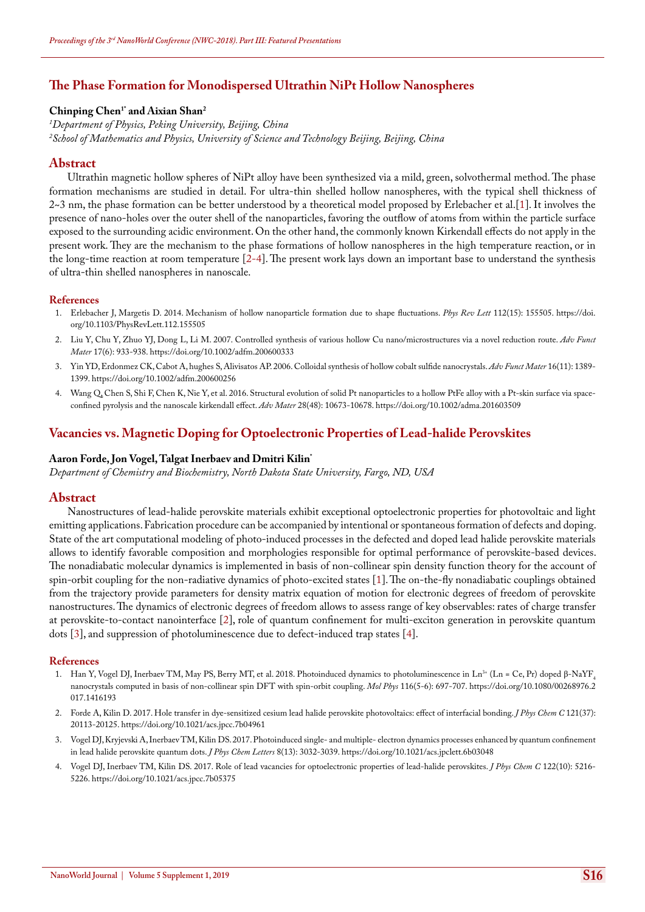## The Phase Formation for Monodispersed Ultrathin NiPt Hollow Nanospheres

**Chinping Chen[1*] and Aixian Shan[2]**

*[1]Department of Physics, Peking University, Beijing, China*
*[2]School of Mathematics and Physics, University of Science and Technology Beijing, Beijing, China*

### Abstract

Ultrathin magnetic hollow spheres of NiPt alloy have been synthesized via a mild, green, solvothermal method. The phase formation mechanisms are studied in detail. For ultra-thin shelled hollow nanospheres, with the typical shell thickness of 2~3 nm, the phase formation can be better understood by a theoretical model proposed by Erlebacher et al.[1]. It involves the presence of nano-holes over the outer shell of the nanoparticles, favoring the outflow of atoms from within the particle surface exposed to the surrounding acidic environment. On the other hand, the commonly known Kirkendall effects do not apply in the present work. They are the mechanism to the phase formations of hollow nanospheres in the high temperature reaction, or in the long-time reaction at room temperature [2-4]. The present work lays down an important base to understand the synthesis of ultra-thin shelled nanospheres in nanoscale.

#### References

1. Erlebacher J, Margetis D. 2014. Mechanism of hollow nanoparticle formation due to shape fluctuations. *Phys Rev Lett* 112(15): 155505. https://doi.org/10.1103/PhysRevLett.112.155505
2. Liu Y, Chu Y, Zhuo YJ, Dong L, Li M. 2007. Controlled synthesis of various hollow Cu nano/microstructures via a novel reduction route. *Adv Funct Mater* 17(6): 933-938. https://doi.org/10.1002/adfm.200600333
3. Yin YD, Erdonmez CK, Cabot A, hughes S, Alivisatos AP. 2006. Colloidal synthesis of hollow cobalt sulfide nanocrystals. *Adv Funct Mater* 16(11): 1389-1399. https://doi.org/10.1002/adfm.200600256
4. Wang Q, Chen S, Shi F, Chen K, Nie Y, et al. 2016. Structural evolution of solid Pt nanoparticles to a hollow PtFe alloy with a Pt-skin surface via space-confined pyrolysis and the nanoscale kirkendall effect. *Adv Mater* 28(48): 10673-10678. https://doi.org/10.1002/adma.201603509

## Vacancies vs. Magnetic Doping for Optoelectronic Properties of Lead-halide Perovskites

**Aaron Forde, Jon Vogel, Talgat Inerbaev and Dmitri Kilin***

*Department of Chemistry and Biochemistry, North Dakota State University, Fargo, ND, USA*

### Abstract

Nanostructures of lead-halide perovskite materials exhibit exceptional optoelectronic properties for photovoltaic and light emitting applications. Fabrication procedure can be accompanied by intentional or spontaneous formation of defects and doping. State of the art computational modeling of photo-induced processes in the defected and doped lead halide perovskite materials allows to identify favorable composition and morphologies responsible for optimal performance of perovskite-based devices. The nonadiabatic molecular dynamics is implemented in basis of non-collinear spin density function theory for the account of spin-orbit coupling for the non-radiative dynamics of photo-excited states [1]. The on-the-fly nonadiabatic couplings obtained from the trajectory provide parameters for density matrix equation of motion for electronic degrees of freedom of perovskite nanostructures. The dynamics of electronic degrees of freedom allows to assess range of key observables: rates of charge transfer at perovskite-to-contact nanointerface [2], role of quantum confinement for multi-exciton generation in perovskite quantum dots [3], and suppression of photoluminescence due to defect-induced trap states [4].

#### References

1. Han Y, Vogel DJ, Inerbaev TM, May PS, Berry MT, et al. 2018. Photoinduced dynamics to photoluminescence in $Ln^{3+}$ (Ln = Ce, Pr) doped β-$NaYF_4$ nanocrystals computed in basis of non-collinear spin DFT with spin-orbit coupling. *Mol Phys* 116(5-6): 697-707. https://doi.org/10.1080/00268976.2017.1416193
2. Forde A, Kilin D. 2017. Hole transfer in dye-sensitized cesium lead halide perovskite photovoltaics: effect of interfacial bonding. *J Phys Chem C* 121(37): 20113-20125. https://doi.org/10.1021/acs.jpcc.7b04961
3. Vogel DJ, Kryjevski A, Inerbaev TM, Kilin DS. 2017. Photoinduced single- and multiple- electron dynamics processes enhanced by quantum confinement in lead halide perovskite quantum dots. *J Phys Chem Letters* 8(13): 3032-3039. https://doi.org/10.1021/acs.jpclett.6b03048
4. Vogel DJ, Inerbaev TM, Kilin DS. 2017. Role of lead vacancies for optoelectronic properties of lead-halide perovskites. *J Phys Chem C* 122(10): 5216-5226. https://doi.org/10.1021/acs.jpcc.7b05375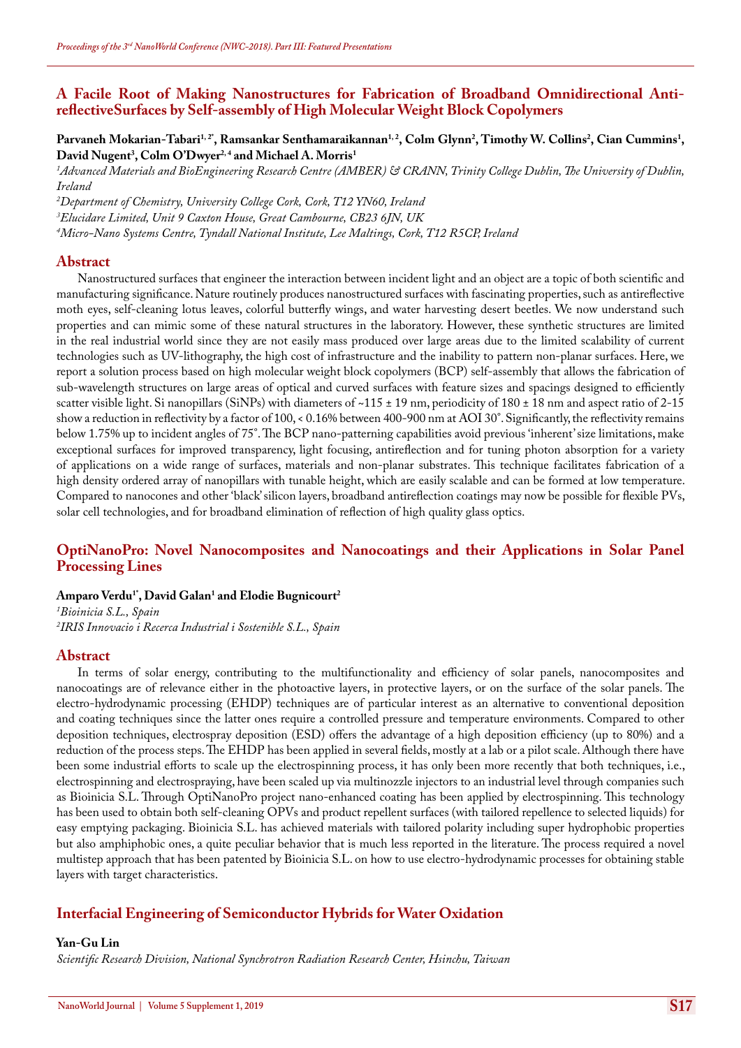## A Facile Root of Making Nanostructures for Fabrication of Broadband Omnidirectional Anti-reflectiveSurfaces by Self-assembly of High Molecular Weight Block Copolymers

**Parvaneh Mokarian-Tabari[1,2*], Ramsankar Senthamaraikannan[1,2], Colm Glynn[2], Timothy W. Collins[2], Cian Cummins[1], David Nugent[3], Colm O'Dwyer[2,4] and Michael A. Morris[1]**

*[1]Advanced Materials and BioEngineering Research Centre (AMBER) & CRANN, Trinity College Dublin, The University of Dublin, Ireland*

*[2]Department of Chemistry, University College Cork, Cork, T12 YN60, Ireland*

*[3]Elucidare Limited, Unit 9 Caxton House, Great Cambourne, CB23 6JN, UK*

*[4]Micro-Nano Systems Centre, Tyndall National Institute, Lee Maltings, Cork, T12 R5CP, Ireland*

### Abstract

Nanostructured surfaces that engineer the interaction between incident light and an object are a topic of both scientific and manufacturing significance. Nature routinely produces nanostructured surfaces with fascinating properties, such as antireflective moth eyes, self-cleaning lotus leaves, colorful butterfly wings, and water harvesting desert beetles. We now understand such properties and can mimic some of these natural structures in the laboratory. However, these synthetic structures are limited in the real industrial world since they are not easily mass produced over large areas due to the limited scalability of current technologies such as UV-lithography, the high cost of infrastructure and the inability to pattern non-planar surfaces. Here, we report a solution process based on high molecular weight block copolymers (BCP) self-assembly that allows the fabrication of sub-wavelength structures on large areas of optical and curved surfaces with feature sizes and spacings designed to efficiently scatter visible light. Si nanopillars (SiNPs) with diameters of ~115 ± 19 nm, periodicity of 180 ± 18 nm and aspect ratio of 2-15 show a reduction in reflectivity by a factor of 100, < 0.16% between 400-900 nm at AOI 30°. Significantly, the reflectivity remains below 1.75% up to incident angles of 75°. The BCP nano-patterning capabilities avoid previous 'inherent' size limitations, make exceptional surfaces for improved transparency, light focusing, antireflection and for tuning photon absorption for a variety of applications on a wide range of surfaces, materials and non-planar substrates. This technique facilitates fabrication of a high density ordered array of nanopillars with tunable height, which are easily scalable and can be formed at low temperature. Compared to nanocones and other 'black' silicon layers, broadband antireflection coatings may now be possible for flexible PVs, solar cell technologies, and for broadband elimination of reflection of high quality glass optics.

## OptiNanoPro: Novel Nanocomposites and Nanocoatings and their Applications in Solar Panel Processing Lines

**Amparo Verdu[1*], David Galan[1] and Elodie Bugnicourt[2]**

*[1]Bioinicia S.L., Spain*

*[2]IRIS Innovacio i Recerca Industrial i Sostenible S.L., Spain*

### Abstract

In terms of solar energy, contributing to the multifunctionality and efficiency of solar panels, nanocomposites and nanocoatings are of relevance either in the photoactive layers, in protective layers, or on the surface of the solar panels. The electro-hydrodynamic processing (EHDP) techniques are of particular interest as an alternative to conventional deposition and coating techniques since the latter ones require a controlled pressure and temperature environments. Compared to other deposition techniques, electrospray deposition (ESD) offers the advantage of a high deposition efficiency (up to 80%) and a reduction of the process steps. The EHDP has been applied in several fields, mostly at a lab or a pilot scale. Although there have been some industrial efforts to scale up the electrospinning process, it has only been more recently that both techniques, i.e., electrospinning and electrospraying, have been scaled up via multinozzle injectors to an industrial level through companies such as Bioinicia S.L. Through OptiNanoPro project nano-enhanced coating has been applied by electrospinning. This technology has been used to obtain both self-cleaning OPVs and product repellent surfaces (with tailored repellence to selected liquids) for easy emptying packaging. Bioinicia S.L. has achieved materials with tailored polarity including super hydrophobic properties but also amphiphobic ones, a quite peculiar behavior that is much less reported in the literature. The process required a novel multistep approach that has been patented by Bioinicia S.L. on how to use electro-hydrodynamic processes for obtaining stable layers with target characteristics.

## Interfacial Engineering of Semiconductor Hybrids for Water Oxidation

**Yan-Gu Lin**

*Scientific Research Division, National Synchrotron Radiation Research Center, Hsinchu, Taiwan*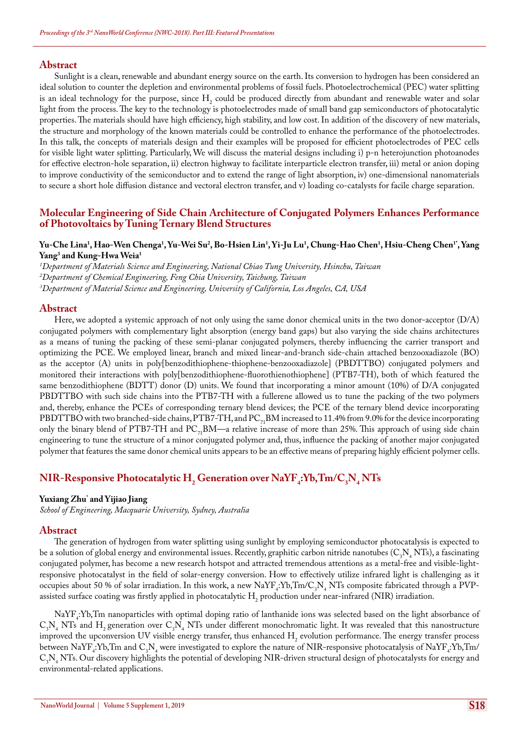## Abstract

Sunlight is a clean, renewable and abundant energy source on the earth. Its conversion to hydrogen has been considered an ideal solution to counter the depletion and environmental problems of fossil fuels. Photoelectrochemical (PEC) water splitting is an ideal technology for the purpose, since $H_2$ could be produced directly from abundant and renewable water and solar light from the process. The key to the technology is photoelectrodes made of small band gap semiconductors of photocatalytic properties. The materials should have high efficiency, high stability, and low cost. In addition of the discovery of new materials, the structure and morphology of the known materials could be controlled to enhance the performance of the photoelectrodes. In this talk, the concepts of materials design and their examples will be proposed for efficient photoelectrodes of PEC cells for visible light water splitting. Particularly, We will discuss the material designs including i) p-n heterojunction photoanodes for effective electron-hole separation, ii) electron highway to facilitate interparticle electron transfer, iii) metal or anion doping to improve conductivity of the semiconductor and to extend the range of light absorption, iv) one-dimensional nanomaterials to secure a short hole diffusion distance and vectoral electron transfer, and v) loading co-catalysts for facile charge separation.

## Molecular Engineering of Side Chain Architecture of Conjugated Polymers Enhances Performance of Photovoltaics by Tuning Ternary Blend Structures

**Yu-Che Lina[1], Hao-Wen Chenga[1], Yu-Wei Su[2], Bo-Hsien Lin[1], Yi-Ju Lu[1], Chung-Hao Chen[1], Hsiu-Cheng Chen[1*], Yang Yang[3] and Kung-Hwa Weia[1]**

*[1]Department of Materials Science and Engineering, National Chiao Tung University, Hsinchu, Taiwan*
*[2]Department of Chemical Engineering, Feng Chia University, Taichung, Taiwan*
*[3]Department of Material Science and Engineering, University of California, Los Angeles, CA, USA*

## Abstract

Here, we adopted a systemic approach of not only using the same donor chemical units in the two donor-acceptor (D/A) conjugated polymers with complementary light absorption (energy band gaps) but also varying the side chains architectures as a means of tuning the packing of these semi-planar conjugated polymers, thereby influencing the carrier transport and optimizing the PCE. We employed linear, branch and mixed linear-and-branch side-chain attached benzooxadiazole (BO) as the acceptor (A) units in poly[benzodithiophene-thiophene-benzooxadiazole] (PBDTTBO) conjugated polymers and monitored their interactions with poly[benzodithiophene-fluorothienothiophene] (PTB7-TH), both of which featured the same benzodithiophene (BDTT) donor (D) units. We found that incorporating a minor amount (10%) of D/A conjugated PBDTTBO with such side chains into the PTB7-TH with a fullerene allowed us to tune the packing of the two polymers and, thereby, enhance the PCEs of corresponding ternary blend devices; the PCE of the ternary blend device incorporating PBDTTBO with two branched-side chains, PTB7-TH, and $PC_{71}BM$ increased to 11.4% from 9.0% for the device incorporating only the binary blend of PTB7-TH and $PC_{71}BM$—a relative increase of more than 25%. This approach of using side chain engineering to tune the structure of a minor conjugated polymer and, thus, influence the packing of another major conjugated polymer that features the same donor chemical units appears to be an effective means of preparing highly efficient polymer cells.

## NIR-Responsive Photocatalytic $H_2$ Generation over $NaYF_4$:Yb,Tm/$C_3N_4$ NTs

**Yuxiang Zhu* and Yijiao Jiang**

*School of Engineering, Macquarie University, Sydney, Australia*

## Abstract

The generation of hydrogen from water splitting using sunlight by employing semiconductor photocatalysis is expected to be a solution of global energy and environmental issues. Recently, graphitic carbon nitride nanotubes ($C_3N_4$ NTs), a fascinating conjugated polymer, has become a new research hotspot and attracted tremendous attentions as a metal-free and visible-light-responsive photocatalyst in the field of solar-energy conversion. How to effectively utilize infrared light is challenging as it occupies about 50 % of solar irradiation. In this work, a new $NaYF_4$:Yb,Tm/$C_3N_4$ NTs composite fabricated through a PVP-assisted surface coating was firstly applied in photocatalytic $H_2$ production under near-infrared (NIR) irradiation.

$NaYF_4$:Yb,Tm nanoparticles with optimal doping ratio of lanthanide ions was selected based on the light absorbance of $C_3N_4$ NTs and $H_2$ generation over $C_3N_4$ NTs under different monochromatic light. It was revealed that this nanostructure improved the upconversion UV visible energy transfer, thus enhanced $H_2$ evolution performance. The energy transfer process between $NaYF_4$:Yb,Tm and $C_3N_4$ were investigated to explore the nature of NIR-responsive photocatalysis of $NaYF_4$:Yb,Tm/$C_3N_4$ NTs. Our discovery highlights the potential of developing NIR-driven structural design of photocatalysts for energy and environmental-related applications.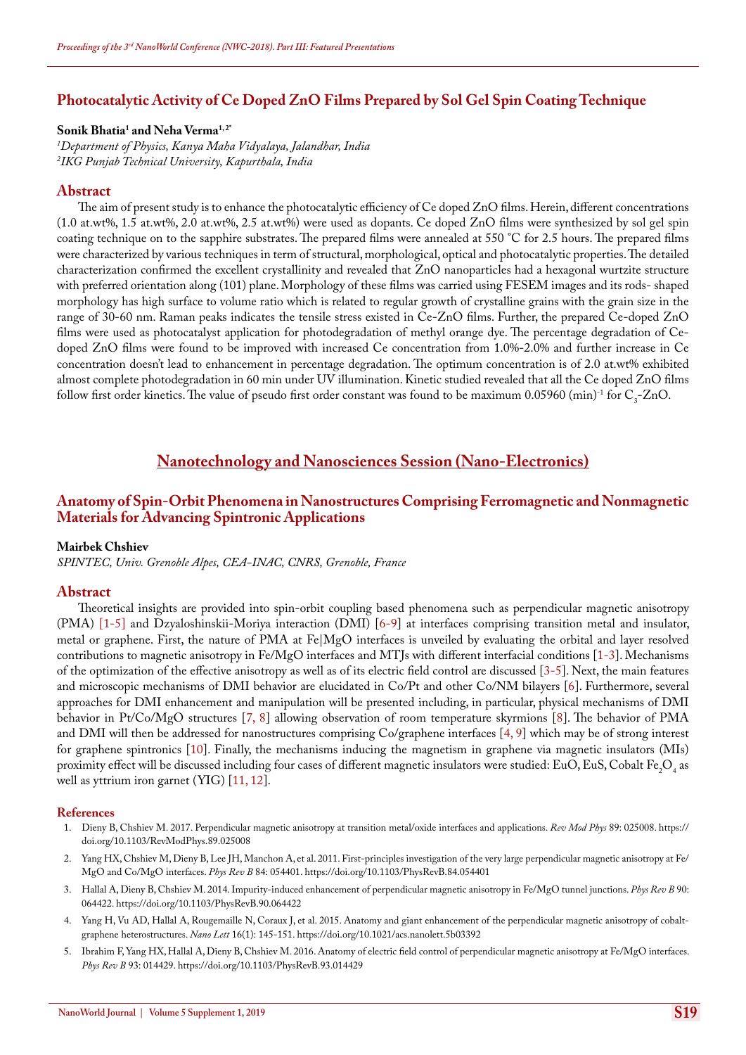## Photocatalytic Activity of Ce Doped ZnO Films Prepared by Sol Gel Spin Coating Technique

**Sonik Bhatia[1] and Neha Verma[1,2*]**

*[1]Department of Physics, Kanya Maha Vidyalaya, Jalandhar, India*
*[2]IKG Punjab Technical University, Kapurthala, India*

### Abstract

The aim of present study is to enhance the photocatalytic efficiency of Ce doped ZnO films. Herein, different concentrations (1.0 at.wt%, 1.5 at.wt%, 2.0 at.wt%, 2.5 at.wt%) were used as dopants. Ce doped ZnO films were synthesized by sol gel spin coating technique on to the sapphire substrates. The prepared films were annealed at 550 °C for 2.5 hours. The prepared films were characterized by various techniques in term of structural, morphological, optical and photocatalytic properties. The detailed characterization confirmed the excellent crystallinity and revealed that ZnO nanoparticles had a hexagonal wurtzite structure with preferred orientation along (101) plane. Morphology of these films was carried using FESEM images and its rods- shaped morphology has high surface to volume ratio which is related to regular growth of crystalline grains with the grain size in the range of 30-60 nm. Raman peaks indicates the tensile stress existed in Ce-ZnO films. Further, the prepared Ce-doped ZnO films were used as photocatalyst application for photodegradation of methyl orange dye. The percentage degradation of Ce-doped ZnO films were found to be improved with increased Ce concentration from 1.0%-2.0% and further increase in Ce concentration doesn't lead to enhancement in percentage degradation. The optimum concentration is of 2.0 at.wt% exhibited almost complete photodegradation in 60 min under UV illumination. Kinetic studied revealed that all the Ce doped ZnO films follow first order kinetics. The value of pseudo first order constant was found to be maximum 0.05960 $(min)^{-1}$ for $C_3$-ZnO.

# Nanotechnology and Nanosciences Session (Nano-Electronics)

## Anatomy of Spin-Orbit Phenomena in Nanostructures Comprising Ferromagnetic and Nonmagnetic Materials for Advancing Spintronic Applications

**Mairbek Chshiev**

*SPINTEC, Univ. Grenoble Alpes, CEA-INAC, CNRS, Grenoble, France*

### Abstract

Theoretical insights are provided into spin-orbit coupling based phenomena such as perpendicular magnetic anisotropy (PMA) [1-5] and Dzyaloshinskii-Moriya interaction (DMI) [6-9] at interfaces comprising transition metal and insulator, metal or graphene. First, the nature of PMA at Fe|MgO interfaces is unveiled by evaluating the orbital and layer resolved contributions to magnetic anisotropy in Fe/MgO interfaces and MTJs with different interfacial conditions [1-3]. Mechanisms of the optimization of the effective anisotropy as well as of its electric field control are discussed [3-5]. Next, the main features and microscopic mechanisms of DMI behavior are elucidated in Co/Pt and other Co/NM bilayers [6]. Furthermore, several approaches for DMI enhancement and manipulation will be presented including, in particular, physical mechanisms of DMI behavior in Pt/Co/MgO structures [7, 8] allowing observation of room temperature skyrmions [8]. The behavior of PMA and DMI will then be addressed for nanostructures comprising Co/graphene interfaces [4, 9] which may be of strong interest for graphene spintronics [10]. Finally, the mechanisms inducing the magnetism in graphene via magnetic insulators (MIs) proximity effect will be discussed including four cases of different magnetic insulators were studied: EuO, EuS, Cobalt $Fe_2O_4$ as well as yttrium iron garnet (YIG) [11, 12].

### References

1. Dieny B, Chshiev M. 2017. Perpendicular magnetic anisotropy at transition metal/oxide interfaces and applications. *Rev Mod Phys* 89: 025008. https://doi.org/10.1103/RevModPhys.89.025008
2. Yang HX, Chshiev M, Dieny B, Lee JH, Manchon A, et al. 2011. First-principles investigation of the very large perpendicular magnetic anisotropy at Fe/MgO and Co/MgO interfaces. *Phys Rev B* 84: 054401. https://doi.org/10.1103/PhysRevB.84.054401
3. Hallal A, Dieny B, Chshiev M. 2014. Impurity-induced enhancement of perpendicular magnetic anisotropy in Fe/MgO tunnel junctions. *Phys Rev B* 90: 064422. https://doi.org/10.1103/PhysRevB.90.064422
4. Yang H, Vu AD, Hallal A, Rougemaille N, Coraux J, et al. 2015. Anatomy and giant enhancement of the perpendicular magnetic anisotropy of cobalt-graphene heterostructures. *Nano Lett* 16(1): 145-151. https://doi.org/10.1021/acs.nanolett.5b03392
5. Ibrahim F, Yang HX, Hallal A, Dieny B, Chshiev M. 2016. Anatomy of electric field control of perpendicular magnetic anisotropy at Fe/MgO interfaces. *Phys Rev B* 93: 014429. https://doi.org/10.1103/PhysRevB.93.014429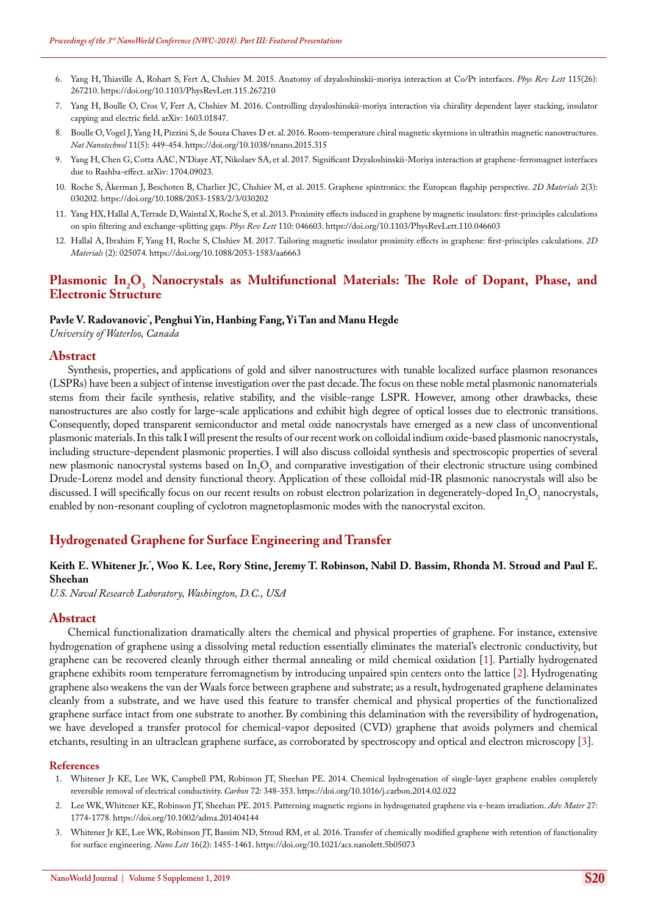6. Yang H, Thiaville A, Rohart S, Fert A, Chshiev M. 2015. Anatomy of dzyaloshinskii-moriya interaction at Co/Pt interfaces. *Phys Rev Lett* 115(26): 267210. https://doi.org/10.1103/PhysRevLett.115.267210
7. Yang H, Boulle O, Cros V, Fert A, Chshiev M. 2016. Controlling dzyaloshinskii-moriya interaction via chirality dependent layer stacking, insulator capping and electric field. arXiv: 1603.01847.
8. Boulle O, Vogel J, Yang H, Pizzini S, de Souza Chaves D et. al. 2016. Room-temperature chiral magnetic skyrmions in ultrathin magnetic nanostructures. *Nat Nanotechnol* 11(5): 449-454. https://doi.org/10.1038/nnano.2015.315
9. Yang H, Chen G, Cotta AAC, N'Diaye AT, Nikolaev SA, et al. 2017. Significant Dzyaloshinskii-Moriya interaction at graphene-ferromagnet interfaces due to Rashba-effect. arXiv: 1704.09023.
10. Roche S, Åkerman J, Beschoten B, Charlier JC, Chshiev M, et al. 2015. Graphene spintronics: the European flagship perspective. *2D Materials* 2(3): 030202. https://doi.org/10.1088/2053-1583/2/3/030202
11. Yang HX, Hallal A, Terrade D, Waintal X, Roche S, et al. 2013. Proximity effects induced in graphene by magnetic insulators: first-principles calculations on spin filtering and exchange-splitting gaps. *Phys Rev Lett* 110: 046603. https://doi.org/10.1103/PhysRevLett.110.046603
12. Hallal A, Ibrahim F, Yang H, Roche S, Chshiev M. 2017. Tailoring magnetic insulator proximity effects in graphene: first-principles calculations. *2D Materials* (2): 025074. https://doi.org/10.1088/2053-1583/aa6663

## Plasmonic $In_2O_3$ Nanocrystals as Multifunctional Materials: The Role of Dopant, Phase, and Electronic Structure

**Pavle V. Radovanovic\*, Penghui Yin, Hanbing Fang, Yi Tan and Manu Hegde**

*University of Waterloo, Canada*

### Abstract

Synthesis, properties, and applications of gold and silver nanostructures with tunable localized surface plasmon resonances (LSPRs) have been a subject of intense investigation over the past decade. The focus on these noble metal plasmonic nanomaterials stems from their facile synthesis, relative stability, and the visible-range LSPR. However, among other drawbacks, these nanostructures are also costly for large-scale applications and exhibit high degree of optical losses due to electronic transitions. Consequently, doped transparent semiconductor and metal oxide nanocrystals have emerged as a new class of unconventional plasmonic materials. In this talk I will present the results of our recent work on colloidal indium oxide-based plasmonic nanocrystals, including structure-dependent plasmonic properties. I will also discuss colloidal synthesis and spectroscopic properties of several new plasmonic nanocrystal systems based on $In_2O_3$ and comparative investigation of their electronic structure using combined Drude-Lorenz model and density functional theory. Application of these colloidal mid-IR plasmonic nanocrystals will also be discussed. I will specifically focus on our recent results on robust electron polarization in degenerately-doped $In_2O_3$ nanocrystals, enabled by non-resonant coupling of cyclotron magnetoplasmonic modes with the nanocrystal exciton.

## Hydrogenated Graphene for Surface Engineering and Transfer

**Keith E. Whitener Jr.\*, Woo K. Lee, Rory Stine, Jeremy T. Robinson, Nabil D. Bassim, Rhonda M. Stroud and Paul E. Sheehan**

*U.S. Naval Research Laboratory, Washington, D.C., USA*

### Abstract

Chemical functionalization dramatically alters the chemical and physical properties of graphene. For instance, extensive hydrogenation of graphene using a dissolving metal reduction essentially eliminates the material's electronic conductivity, but graphene can be recovered cleanly through either thermal annealing or mild chemical oxidation [1]. Partially hydrogenated graphene exhibits room temperature ferromagnetism by introducing unpaired spin centers onto the lattice [2]. Hydrogenating graphene also weakens the van der Waals force between graphene and substrate; as a result, hydrogenated graphene delaminates cleanly from a substrate, and we have used this feature to transfer chemical and physical properties of the functionalized graphene surface intact from one substrate to another. By combining this delamination with the reversibility of hydrogenation, we have developed a transfer protocol for chemical-vapor deposited (CVD) graphene that avoids polymers and chemical etchants, resulting in an ultraclean graphene surface, as corroborated by spectroscopy and optical and electron microscopy [3].

#### References

1. Whitener Jr KE, Lee WK, Campbell PM, Robinson JT, Sheehan PE. 2014. Chemical hydrogenation of single-layer graphene enables completely reversible removal of electrical conductivity. *Carbon* 72: 348-353. https://doi.org/10.1016/j.carbon.2014.02.022
2. Lee WK, Whitener KE, Robinson JT, Sheehan PE. 2015. Patterning magnetic regions in hydrogenated graphene via e-beam irradiation. *Adv Mater* 27: 1774-1778. https://doi.org/10.1002/adma.201404144
3. Whitener Jr KE, Lee WK, Robinson JT, Bassim ND, Stroud RM, et al. 2016. Transfer of chemically modified graphene with retention of functionality for surface engineering. *Nano Lett* 16(2): 1455-1461. https://doi.org/10.1021/acs.nanolett.5b05073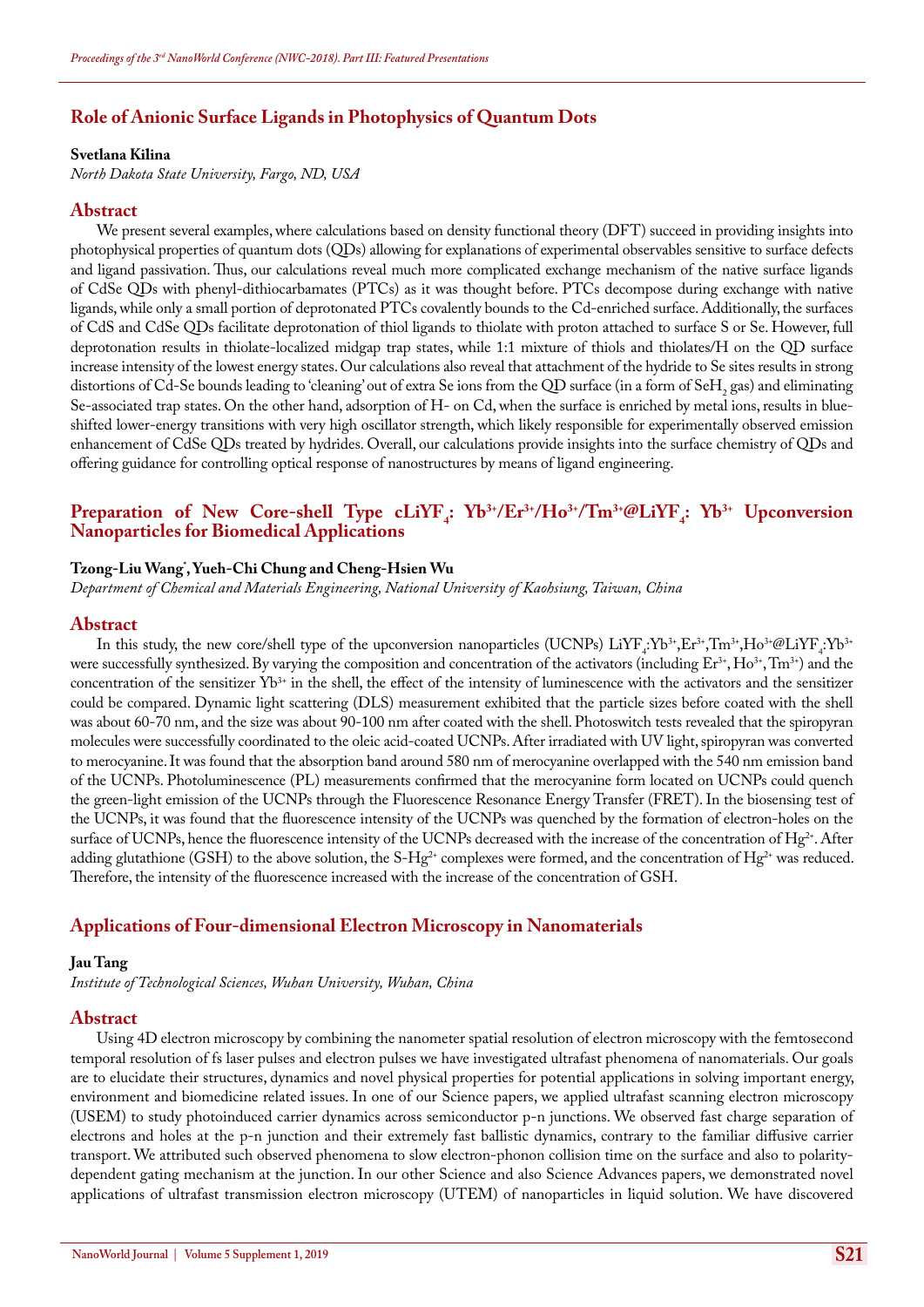## Role of Anionic Surface Ligands in Photophysics of Quantum Dots

**Svetlana Kilina**

*North Dakota State University, Fargo, ND, USA*

### Abstract

We present several examples, where calculations based on density functional theory (DFT) succeed in providing insights into photophysical properties of quantum dots (QDs) allowing for explanations of experimental observables sensitive to surface defects and ligand passivation. Thus, our calculations reveal much more complicated exchange mechanism of the native surface ligands of CdSe QDs with phenyl-dithiocarbamates (PTCs) as it was thought before. PTCs decompose during exchange with native ligands, while only a small portion of deprotonated PTCs covalently bounds to the Cd-enriched surface. Additionally, the surfaces of CdS and CdSe QDs facilitate deprotonation of thiol ligands to thiolate with proton attached to surface S or Se. However, full deprotonation results in thiolate-localized midgap trap states, while 1:1 mixture of thiols and thiolates/H on the QD surface increase intensity of the lowest energy states. Our calculations also reveal that attachment of the hydride to Se sites results in strong distortions of Cd-Se bounds leading to 'cleaning' out of extra Se ions from the QD surface (in a form of $SeH_2$ gas) and eliminating Se-associated trap states. On the other hand, adsorption of H- on Cd, when the surface is enriched by metal ions, results in blue-shifted lower-energy transitions with very high oscillator strength, which likely responsible for experimentally observed emission enhancement of CdSe QDs treated by hydrides. Overall, our calculations provide insights into the surface chemistry of QDs and offering guidance for controlling optical response of nanostructures by means of ligand engineering.

## Preparation of New Core-shell Type cLiYF$_4$: Yb$^{3+}$/Er$^{3+}$/Ho$^{3+}$/Tm$^{3+}$@LiYF$_4$: Yb$^{3+}$ Upconversion Nanoparticles for Biomedical Applications

**Tzong-Liu Wang*, Yueh-Chi Chung and Cheng-Hsien Wu**

*Department of Chemical and Materials Engineering, National University of Kaohsiung, Taiwan, China*

### Abstract

In this study, the new core/shell type of the upconversion nanoparticles (UCNPs) $LiYF_4$:$Yb^{3+}$,$Er^{3+}$,$Tm^{3+}$,$Ho^{3+}$@$LiYF_4$:$Yb^{3+}$ were successfully synthesized. By varying the composition and concentration of the activators (including $Er^{3+}$, $Ho^{3+}$, $Tm^{3+}$) and the concentration of the sensitizer $Yb^{3+}$ in the shell, the effect of the intensity of luminescence with the activators and the sensitizer could be compared. Dynamic light scattering (DLS) measurement exhibited that the particle sizes before coated with the shell was about 60-70 nm, and the size was about 90-100 nm after coated with the shell. Photoswitch tests revealed that the spiropyran molecules were successfully coordinated to the oleic acid-coated UCNPs. After irradiated with UV light, spiropyran was converted to merocyanine. It was found that the absorption band around 580 nm of merocyanine overlapped with the 540 nm emission band of the UCNPs. Photoluminescence (PL) measurements confirmed that the merocyanine form located on UCNPs could quench the green-light emission of the UCNPs through the Fluorescence Resonance Energy Transfer (FRET). In the biosensing test of the UCNPs, it was found that the fluorescence intensity of the UCNPs was quenched by the formation of electron-holes on the surface of UCNPs, hence the fluorescence intensity of the UCNPs decreased with the increase of the concentration of $Hg^{2+}$. After adding glutathione (GSH) to the above solution, the S-$Hg^{2+}$ complexes were formed, and the concentration of $Hg^{2+}$ was reduced. Therefore, the intensity of the fluorescence increased with the increase of the concentration of GSH.

## Applications of Four-dimensional Electron Microscopy in Nanomaterials

**Jau Tang**

*Institute of Technological Sciences, Wuhan University, Wuhan, China*

### Abstract

Using 4D electron microscopy by combining the nanometer spatial resolution of electron microscopy with the femtosecond temporal resolution of fs laser pulses and electron pulses we have investigated ultrafast phenomena of nanomaterials. Our goals are to elucidate their structures, dynamics and novel physical properties for potential applications in solving important energy, environment and biomedicine related issues. In one of our Science papers, we applied ultrafast scanning electron microscopy (USEM) to study photoinduced carrier dynamics across semiconductor p-n junctions. We observed fast charge separation of electrons and holes at the p-n junction and their extremely fast ballistic dynamics, contrary to the familiar diffusive carrier transport. We attributed such observed phenomena to slow electron-phonon collision time on the surface and also to polarity-dependent gating mechanism at the junction. In our other Science and also Science Advances papers, we demonstrated novel applications of ultrafast transmission electron microscopy (UTEM) of nanoparticles in liquid solution. We have discovered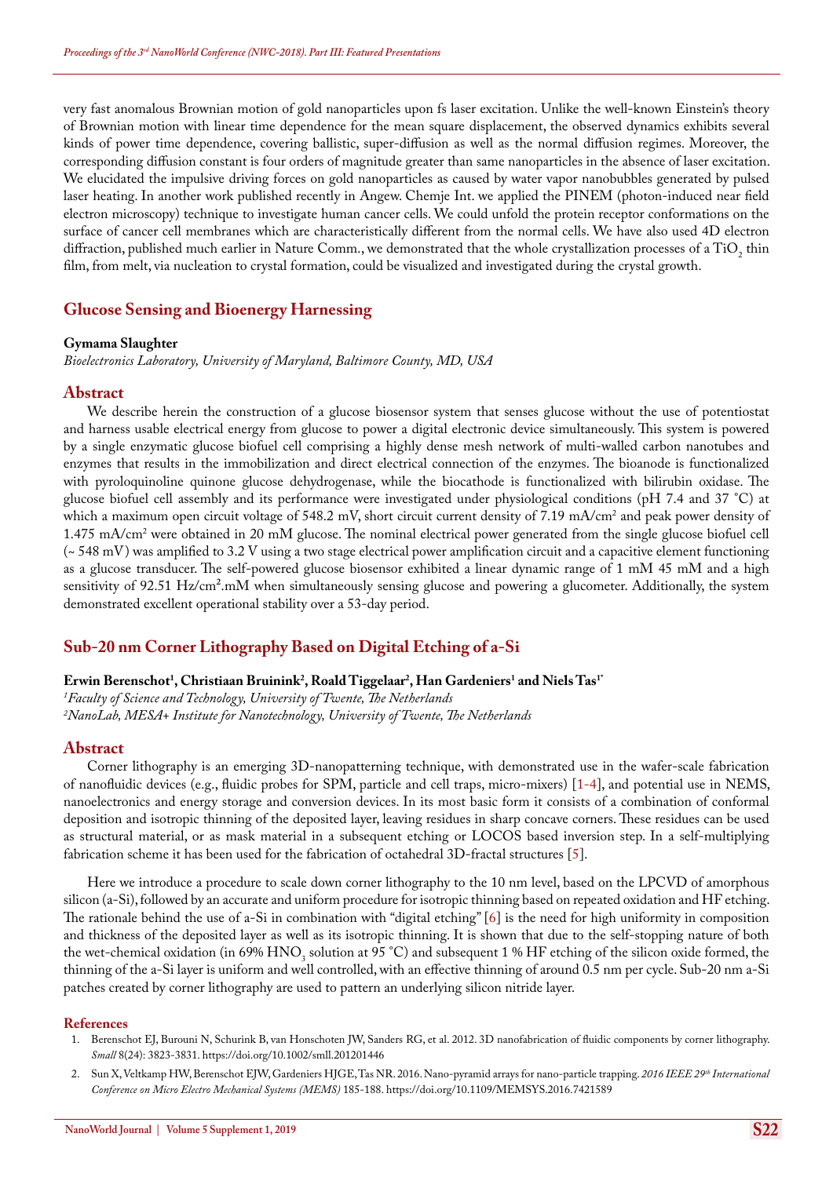very fast anomalous Brownian motion of gold nanoparticles upon fs laser excitation. Unlike the well-known Einstein's theory of Brownian motion with linear time dependence for the mean square displacement, the observed dynamics exhibits several kinds of power time dependence, covering ballistic, super-diffusion as well as the normal diffusion regimes. Moreover, the corresponding diffusion constant is four orders of magnitude greater than same nanoparticles in the absence of laser excitation. We elucidated the impulsive driving forces on gold nanoparticles as caused by water vapor nanobubbles generated by pulsed laser heating. In another work published recently in Angew. Chemje Int. we applied the PINEM (photon-induced near field electron microscopy) technique to investigate human cancer cells. We could unfold the protein receptor conformations on the surface of cancer cell membranes which are characteristically different from the normal cells. We have also used 4D electron diffraction, published much earlier in Nature Comm., we demonstrated that the whole crystallization processes of a $TiO_2$ thin film, from melt, via nucleation to crystal formation, could be visualized and investigated during the crystal growth.

## Glucose Sensing and Bioenergy Harnessing

**Gymama Slaughter**

*Bioelectronics Laboratory, University of Maryland, Baltimore County, MD, USA*

### Abstract

We describe herein the construction of a glucose biosensor system that senses glucose without the use of potentiostat and harness usable electrical energy from glucose to power a digital electronic device simultaneously. This system is powered by a single enzymatic glucose biofuel cell comprising a highly dense mesh network of multi-walled carbon nanotubes and enzymes that results in the immobilization and direct electrical connection of the enzymes. The bioanode is functionalized with pyroloquinoline quinone glucose dehydrogenase, while the biocathode is functionalized with bilirubin oxidase. The glucose biofuel cell assembly and its performance were investigated under physiological conditions (pH 7.4 and 37 °C) at which a maximum open circuit voltage of 548.2 mV, short circuit current density of 7.19 mA/cm$^2$ and peak power density of 1.475 mA/cm$^2$ were obtained in 20 mM glucose. The nominal electrical power generated from the single glucose biofuel cell (~ 548 mV) was amplified to 3.2 V using a two stage electrical power amplification circuit and a capacitive element functioning as a glucose transducer. The self-powered glucose biosensor exhibited a linear dynamic range of 1 mM 45 mM and a high sensitivity of 92.51 Hz/cm$^2$.mM when simultaneously sensing glucose and powering a glucometer. Additionally, the system demonstrated excellent operational stability over a 53-day period.

## Sub-20 nm Corner Lithography Based on Digital Etching of a-Si

**Erwin Berenschot[1], Christiaan Bruinink[2], Roald Tiggelaar[2], Han Gardeniers[1] and Niels Tas[1*]**

[1]*Faculty of Science and Technology, University of Twente, The Netherlands*
[2]*NanoLab, MESA+ Institute for Nanotechnology, University of Twente, The Netherlands*

### Abstract

Corner lithography is an emerging 3D-nanopatterning technique, with demonstrated use in the wafer-scale fabrication of nanofluidic devices (e.g., fluidic probes for SPM, particle and cell traps, micro-mixers) [1-4], and potential use in NEMS, nanoelectronics and energy storage and conversion devices. In its most basic form it consists of a combination of conformal deposition and isotropic thinning of the deposited layer, leaving residues in sharp concave corners. These residues can be used as structural material, or as mask material in a subsequent etching or LOCOS based inversion step. In a self-multiplying fabrication scheme it has been used for the fabrication of octahedral 3D-fractal structures [5].

Here we introduce a procedure to scale down corner lithography to the 10 nm level, based on the LPCVD of amorphous silicon (a-Si), followed by an accurate and uniform procedure for isotropic thinning based on repeated oxidation and HF etching. The rationale behind the use of a-Si in combination with "digital etching" [6] is the need for high uniformity in composition and thickness of the deposited layer as well as its isotropic thinning. It is shown that due to the self-stopping nature of both the wet-chemical oxidation (in 69% $HNO_3$ solution at 95 °C) and subsequent 1 % HF etching of the silicon oxide formed, the thinning of the a-Si layer is uniform and well controlled, with an effective thinning of around 0.5 nm per cycle. Sub-20 nm a-Si patches created by corner lithography are used to pattern an underlying silicon nitride layer.

#### References

1. Berenschot EJ, Burouni N, Schurink B, van Honschoten JW, Sanders RG, et al. 2012. 3D nanofabrication of fluidic components by corner lithography. *Small* 8(24): 3823-3831. https://doi.org/10.1002/smll.201201446
2. Sun X, Veltkamp HW, Berenschot EJW, Gardeniers HJGE, Tas NR. 2016. Nano-pyramid arrays for nano-particle trapping. *2016 IEEE 29th International Conference on Micro Electro Mechanical Systems (MEMS)* 185-188. https://doi.org/10.1109/MEMSYS.2016.7421589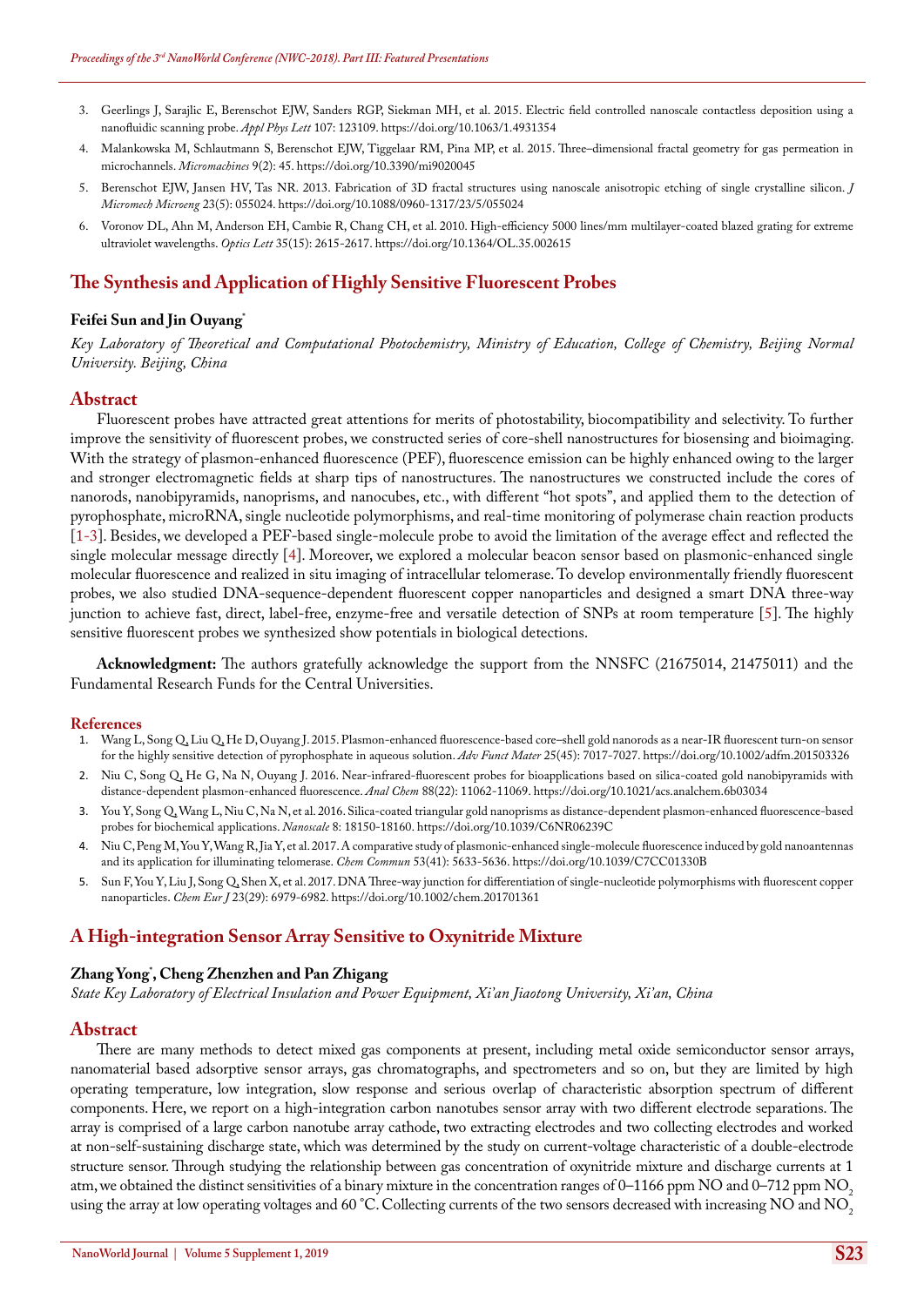3. Geerlings J, Sarajlic E, Berenschot EJW, Sanders RGP, Siekman MH, et al. 2015. Electric field controlled nanoscale contactless deposition using a nanofluidic scanning probe. *Appl Phys Lett* 107: 123109. https://doi.org/10.1063/1.4931354
4. Malankowska M, Schlautmann S, Berenschot EJW, Tiggelaar RM, Pina MP, et al. 2015. Three–dimensional fractal geometry for gas permeation in microchannels. *Micromachines* 9(2): 45. https://doi.org/10.3390/mi9020045
5. Berenschot EJW, Jansen HV, Tas NR. 2013. Fabrication of 3D fractal structures using nanoscale anisotropic etching of single crystalline silicon. *J Micromech Microeng* 23(5): 055024. https://doi.org/10.1088/0960-1317/23/5/055024
6. Voronov DL, Ahn M, Anderson EH, Cambie R, Chang CH, et al. 2010. High-efficiency 5000 lines/mm multilayer-coated blazed grating for extreme ultraviolet wavelengths. *Optics Lett* 35(15): 2615-2617. https://doi.org/10.1364/OL.35.002615

## The Synthesis and Application of Highly Sensitive Fluorescent Probes

**Feifei Sun and Jin Ouyang***

*Key Laboratory of Theoretical and Computational Photochemistry, Ministry of Education, College of Chemistry, Beijing Normal University. Beijing, China*

### Abstract

Fluorescent probes have attracted great attentions for merits of photostability, biocompatibility and selectivity. To further improve the sensitivity of fluorescent probes, we constructed series of core-shell nanostructures for biosensing and bioimaging. With the strategy of plasmon-enhanced fluorescence (PEF), fluorescence emission can be highly enhanced owing to the larger and stronger electromagnetic fields at sharp tips of nanostructures. The nanostructures we constructed include the cores of nanorods, nanobipyramids, nanoprisms, and nanocubes, etc., with different "hot spots", and applied them to the detection of pyrophosphate, microRNA, single nucleotide polymorphisms, and real-time monitoring of polymerase chain reaction products [1-3]. Besides, we developed a PEF-based single-molecule probe to avoid the limitation of the average effect and reflected the single molecular message directly [4]. Moreover, we explored a molecular beacon sensor based on plasmonic-enhanced single molecular fluorescence and realized in situ imaging of intracellular telomerase. To develop environmentally friendly fluorescent probes, we also studied DNA-sequence-dependent fluorescent copper nanoparticles and designed a smart DNA three-way junction to achieve fast, direct, label-free, enzyme-free and versatile detection of SNPs at room temperature [5]. The highly sensitive fluorescent probes we synthesized show potentials in biological detections.

**Acknowledgment:** The authors gratefully acknowledge the support from the NNSFC (21675014, 21475011) and the Fundamental Research Funds for the Central Universities.

#### References

1. Wang L, Song Q, Liu Q, He D, Ouyang J. 2015. Plasmon-enhanced fluorescence-based core–shell gold nanorods as a near-IR fluorescent turn-on sensor for the highly sensitive detection of pyrophosphate in aqueous solution. *Adv Funct Mater* 25(45): 7017-7027. https://doi.org/10.1002/adfm.201503326
2. Niu C, Song Q, He G, Na N, Ouyang J. 2016. Near-infrared-fluorescent probes for bioapplications based on silica-coated gold nanobipyramids with distance-dependent plasmon-enhanced fluorescence. *Anal Chem* 88(22): 11062-11069. https://doi.org/10.1021/acs.analchem.6b03034
3. You Y, Song Q, Wang L, Niu C, Na N, et al. 2016. Silica-coated triangular gold nanoprisms as distance-dependent plasmon-enhanced fluorescence-based probes for biochemical applications. *Nanoscale* 8: 18150-18160. https://doi.org/10.1039/C6NR06239C
4. Niu C, Peng M, You Y, Wang R, Jia Y, et al. 2017. A comparative study of plasmonic-enhanced single-molecule fluorescence induced by gold nanoantennas and its application for illuminating telomerase. *Chem Commun* 53(41): 5633-5636. https://doi.org/10.1039/C7CC01330B
5. Sun F, You Y, Liu J, Song Q, Shen X, et al. 2017. DNA Three-way junction for differentiation of single-nucleotide polymorphisms with fluorescent copper nanoparticles. *Chem Eur J* 23(29): 6979-6982. https://doi.org/10.1002/chem.201701361

## A High-integration Sensor Array Sensitive to Oxynitride Mixture

**Zhang Yong*, Cheng Zhenzhen and Pan Zhigang**

*State Key Laboratory of Electrical Insulation and Power Equipment, Xi'an Jiaotong University, Xi'an, China*

### Abstract

There are many methods to detect mixed gas components at present, including metal oxide semiconductor sensor arrays, nanomaterial based adsorptive sensor arrays, gas chromatographs, and spectrometers and so on, but they are limited by high operating temperature, low integration, slow response and serious overlap of characteristic absorption spectrum of different components. Here, we report on a high-integration carbon nanotubes sensor array with two different electrode separations. The array is comprised of a large carbon nanotube array cathode, two extracting electrodes and two collecting electrodes and worked at non-self-sustaining discharge state, which was determined by the study on current-voltage characteristic of a double-electrode structure sensor. Through studying the relationship between gas concentration of oxynitride mixture and discharge currents at 1 atm, we obtained the distinct sensitivities of a binary mixture in the concentration ranges of 0–1166 ppm NO and 0–712 ppm $NO_2$ using the array at low operating voltages and 60 °C. Collecting currents of the two sensors decreased with increasing NO and $NO_2$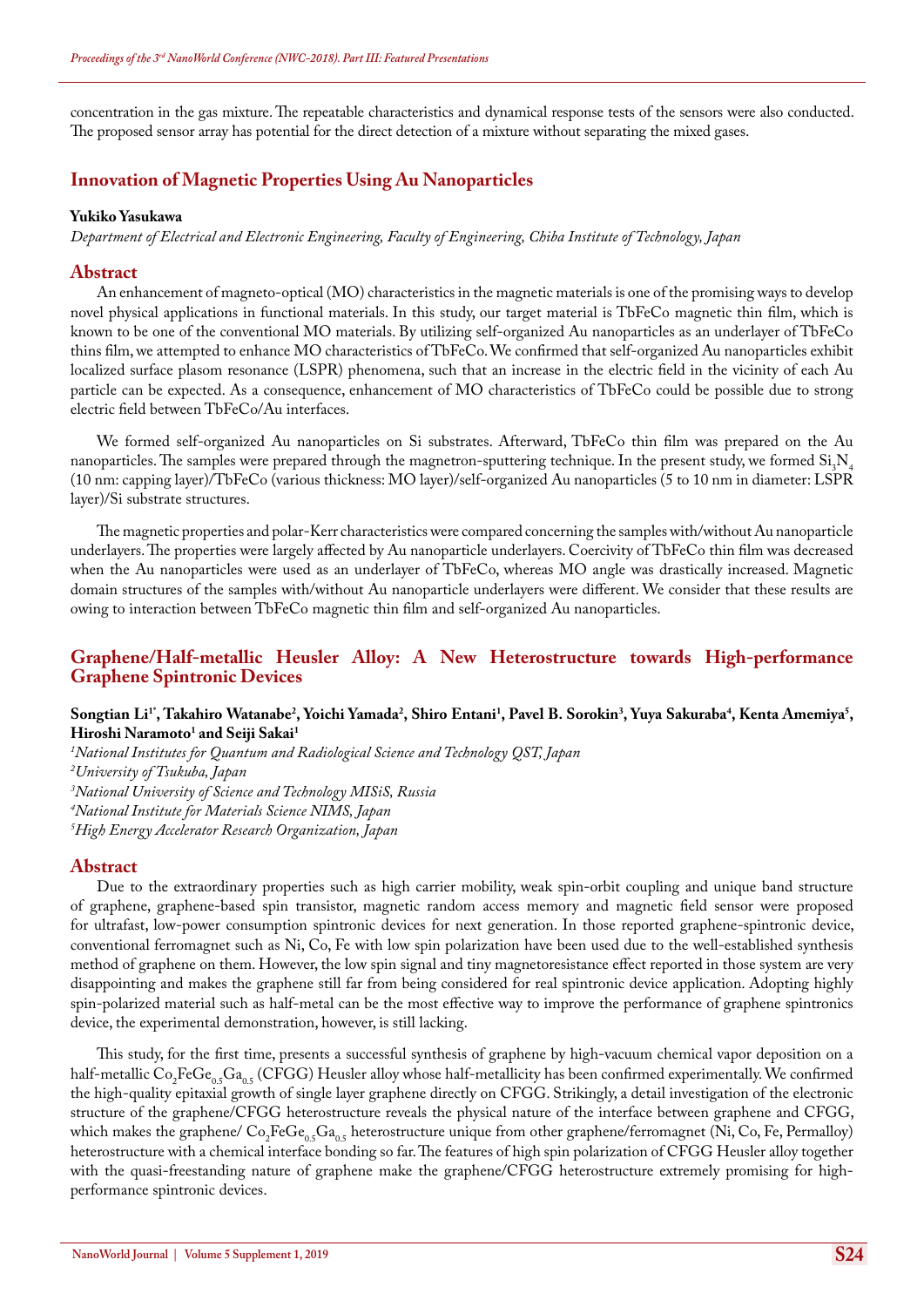concentration in the gas mixture. The repeatable characteristics and dynamical response tests of the sensors were also conducted. The proposed sensor array has potential for the direct detection of a mixture without separating the mixed gases.

## Innovation of Magnetic Properties Using Au Nanoparticles

**Yukiko Yasukawa**

*Department of Electrical and Electronic Engineering, Faculty of Engineering, Chiba Institute of Technology, Japan*

### Abstract

An enhancement of magneto-optical (MO) characteristics in the magnetic materials is one of the promising ways to develop novel physical applications in functional materials. In this study, our target material is TbFeCo magnetic thin film, which is known to be one of the conventional MO materials. By utilizing self-organized Au nanoparticles as an underlayer of TbFeCo thins film, we attempted to enhance MO characteristics of TbFeCo. We confirmed that self-organized Au nanoparticles exhibit localized surface plasom resonance (LSPR) phenomena, such that an increase in the electric field in the vicinity of each Au particle can be expected. As a consequence, enhancement of MO characteristics of TbFeCo could be possible due to strong electric field between TbFeCo/Au interfaces.

We formed self-organized Au nanoparticles on Si substrates. Afterward, TbFeCo thin film was prepared on the Au nanoparticles. The samples were prepared through the magnetron-sputtering technique. In the present study, we formed $Si_3N_4$ (10 nm: capping layer)/TbFeCo (various thickness: MO layer)/self-organized Au nanoparticles (5 to 10 nm in diameter: LSPR layer)/Si substrate structures.

The magnetic properties and polar-Kerr characteristics were compared concerning the samples with/without Au nanoparticle underlayers. The properties were largely affected by Au nanoparticle underlayers. Coercivity of TbFeCo thin film was decreased when the Au nanoparticles were used as an underlayer of TbFeCo, whereas MO angle was drastically increased. Magnetic domain structures of the samples with/without Au nanoparticle underlayers were different. We consider that these results are owing to interaction between TbFeCo magnetic thin film and self-organized Au nanoparticles.

## Graphene/Half-metallic Heusler Alloy: A New Heterostructure towards High-performance Graphene Spintronic Devices

**Songtian Li[1*], Takahiro Watanabe[2], Yoichi Yamada[2], Shiro Entani[1], Pavel B. Sorokin[3], Yuya Sakuraba[4], Kenta Amemiya[5], Hiroshi Naramoto[1] and Seiji Sakai[1]**

*[1]National Institutes for Quantum and Radiological Science and Technology QST, Japan*
*[2]University of Tsukuba, Japan*
*[3]National University of Science and Technology MISiS, Russia*
*[4]National Institute for Materials Science NIMS, Japan*
*[5]High Energy Accelerator Research Organization, Japan*

### Abstract

Due to the extraordinary properties such as high carrier mobility, weak spin-orbit coupling and unique band structure of graphene, graphene-based spin transistor, magnetic random access memory and magnetic field sensor were proposed for ultrafast, low-power consumption spintronic devices for next generation. In those reported graphene-spintronic device, conventional ferromagnet such as Ni, Co, Fe with low spin polarization have been used due to the well-established synthesis method of graphene on them. However, the low spin signal and tiny magnetoresistance effect reported in those system are very disappointing and makes the graphene still far from being considered for real spintronic device application. Adopting highly spin-polarized material such as half-metal can be the most effective way to improve the performance of graphene spintronics device, the experimental demonstration, however, is still lacking.

This study, for the first time, presents a successful synthesis of graphene by high-vacuum chemical vapor deposition on a half-metallic $Co_2FeGe_{0.5}Ga_{0.5}$ (CFGG) Heusler alloy whose half-metallicity has been confirmed experimentally. We confirmed the high-quality epitaxial growth of single layer graphene directly on CFGG. Strikingly, a detail investigation of the electronic structure of the graphene/CFGG heterostructure reveals the physical nature of the interface between graphene and CFGG, which makes the graphene/ $Co_2FeGe_{0.5}Ga_{0.5}$ heterostructure unique from other graphene/ferromagnet (Ni, Co, Fe, Permalloy) heterostructure with a chemical interface bonding so far. The features of high spin polarization of CFGG Heusler alloy together with the quasi-freestanding nature of graphene make the graphene/CFGG heterostructure extremely promising for high-performance spintronic devices.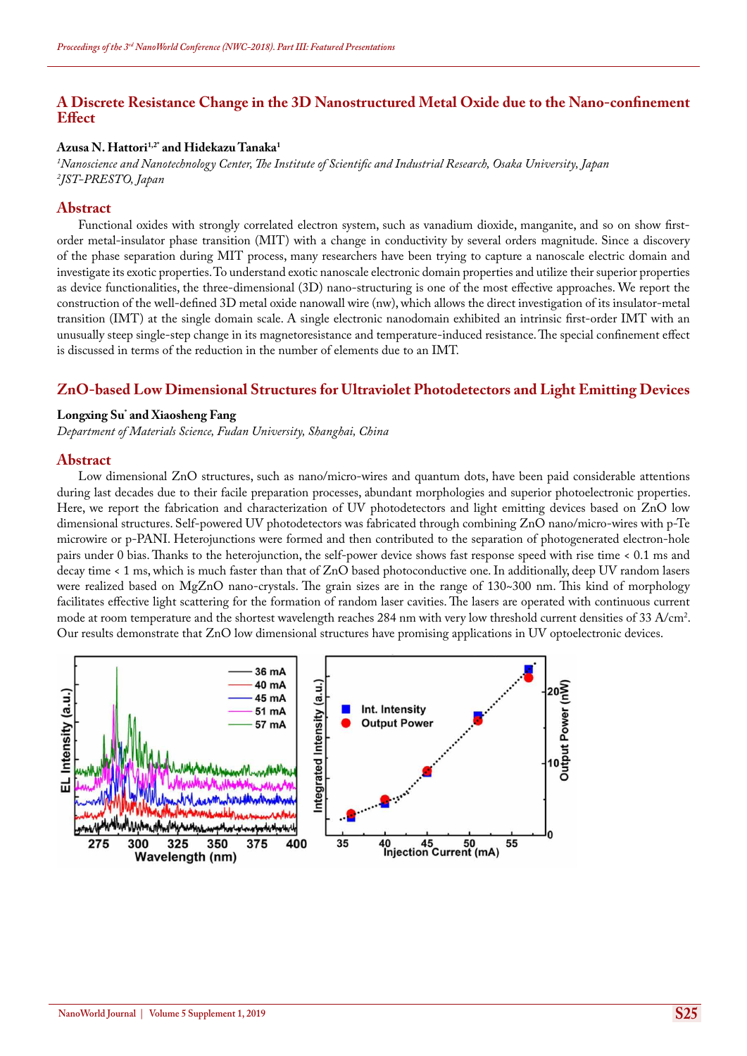## A Discrete Resistance Change in the 3D Nanostructured Metal Oxide due to the Nano-confinement Effect

**Azusa N. Hattori[1,2*] and Hidekazu Tanaka[1]**

*[1]Nanoscience and Nanotechnology Center, The Institute of Scientific and Industrial Research, Osaka University, Japan*
*[2]JST-PRESTO, Japan*

### Abstract

Functional oxides with strongly correlated electron system, such as vanadium dioxide, manganite, and so on show first-order metal-insulator phase transition (MIT) with a change in conductivity by several orders magnitude. Since a discovery of the phase separation during MIT process, many researchers have been trying to capture a nanoscale electric domain and investigate its exotic properties. To understand exotic nanoscale electronic domain properties and utilize their superior properties as device functionalities, the three-dimensional (3D) nano-structuring is one of the most effective approaches. We report the construction of the well-defined 3D metal oxide nanowall wire (nw), which allows the direct investigation of its insulator-metal transition (IMT) at the single domain scale. A single electronic nanodomain exhibited an intrinsic first-order IMT with an unusually steep single-step change in its magnetoresistance and temperature-induced resistance. The special confinement effect is discussed in terms of the reduction in the number of elements due to an IMT.

## ZnO-based Low Dimensional Structures for Ultraviolet Photodetectors and Light Emitting Devices

**Longxing Su* and Xiaosheng Fang**

*Department of Materials Science, Fudan University, Shanghai, China*

### Abstract

Low dimensional ZnO structures, such as nano/micro-wires and quantum dots, have been paid considerable attentions during last decades due to their facile preparation processes, abundant morphologies and superior photoelectronic properties. Here, we report the fabrication and characterization of UV photodetectors and light emitting devices based on ZnO low dimensional structures. Self-powered UV photodetectors was fabricated through combining ZnO nano/micro-wires with p-Te microwire or p-PANI. Heterojunctions were formed and then contributed to the separation of photogenerated electron-hole pairs under 0 bias. Thanks to the heterojunction, the self-power device shows fast response speed with rise time < 0.1 ms and decay time < 1 ms, which is much faster than that of ZnO based photoconductive one. In additionally, deep UV random lasers were realized based on MgZnO nano-crystals. The grain sizes are in the range of 130~300 nm. This kind of morphology facilitates effective light scattering for the formation of random laser cavities. The lasers are operated with continuous current mode at room temperature and the shortest wavelength reaches 284 nm with very low threshold current densities of 33 A/cm$^2$. Our results demonstrate that ZnO low dimensional structures have promising applications in UV optoelectronic devices.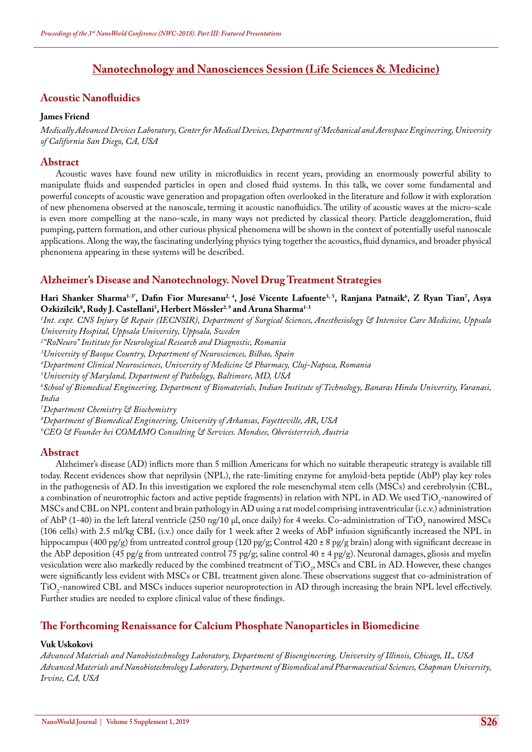## Nanotechnology and Nanosciences Session (Life Sciences & Medicine)

### Acoustic Nanofluidics

**James Friend**

*Medically Advanced Devices Laboratory, Center for Medical Devices, Department of Mechanical and Aerospace Engineering, University of California San Diego, CA, USA*

### Abstract

Acoustic waves have found new utility in microfluidics in recent years, providing an enormously powerful ability to manipulate fluids and suspended particles in open and closed fluid systems. In this talk, we cover some fundamental and powerful concepts of acoustic wave generation and propagation often overlooked in the literature and follow it with exploration of new phenomena observed at the nanoscale, terming it acoustic nanofluidics. The utility of acoustic waves at the micro-scale is even more compelling at the nano-scale, in many ways not predicted by classical theory. Particle deagglomeration, fluid pumping, pattern formation, and other curious physical phenomena will be shown in the context of potentially useful nanoscale applications. Along the way, the fascinating underlying physics tying together the acoustics, fluid dynamics, and broader physical phenomena appearing in these systems will be described.

### Alzheimer's Disease and Nanotechnology. Novel Drug Treatment Strategies

**Hari Shanker Sharma[1-3*], Dafin Fior Muresanu[2, 4], José Vicente Lafuente[3, 5], Ranjana Patnaik[6], Z Ryan Tian[7], Asya Ozkizilcik[8], Rudy J. Castellani[5], Herbert Mössler[2, 9] and Aruna Sharma[1-3]**

[1]*Int. expt. CNS Injury & Repair (IECNSIR), Department of Surgical Sciences, Anesthesiology & Intensive Care Medicine, Uppsala University Hospital, Uppsala University, Uppsala, Sweden*

[2]*"RoNeuro" Institute for Neurological Research and Diagnostic, Romania*

[3]*University of Basque Country, Department of Neurosciences, Bilbao, Spain*

[4]*Department Clinical Neurosciences, University of Medicine & Pharmacy, Cluj-Napoca, Romania*

[5]*University of Maryland, Department of Pathology, Baltimore, MD, USA*

[6]*School of Biomedical Engineering, Department of Biomaterials, Indian Institute of Technology, Banaras Hindu University, Varanasi, India*

[7]*Department Chemistry & Biochemistry*

[8]*Department of Biomedical Engineering, University of Arkansas, Fayetteville, AR, USA*

[9]*CEO & Founder bei COMAMO Consulting & Services. Mondsee, Oberösterreich, Austria*

### Abstract

Alzheimer's disease (AD) inflicts more than 5 million Americans for which no suitable therapeutic strategy is available till today. Recent evidences show that neprilysin (NPL), the rate-limiting enzyme for amyloid-beta peptide (AbP) play key roles in the pathogenesis of AD. In this investigation we explored the role mesenchymal stem cells (MSCs) and cerebrolysin (CBL, a combination of neurotrophic factors and active peptide fragments) in relation with NPL in AD. We used $TiO_2$-nanowired of MSCs and CBL on NPL content and brain pathology in AD using a rat model comprising intraventricular (i.c.v.) administration of AbP (1-40) in the left lateral ventricle (250 ng/10 µl, once daily) for 4 weeks. Co-administration of $TiO_2$ nanowired MSCs (106 cells) with 2.5 ml/kg CBL (i.v.) once daily for 1 week after 2 weeks of AbP infusion significantly increased the NPL in hippocampus (400 pg/g) from untreated control group (120 pg/g; Control 420 ± 8 pg/g brain) along with significant decrease in the AbP deposition (45 pg/g from untreated control 75 pg/g; saline control 40 ± 4 pg/g). Neuronal damages, gliosis and myelin vesiculation were also markedly reduced by the combined treatment of $TiO_2$, MSCs and CBL in AD. However, these changes were significantly less evident with MSCs or CBL treatment given alone. These observations suggest that co-administration of $TiO_2$-nanowired CBL and MSCs induces superior neuroprotection in AD through increasing the brain NPL level effectively. Further studies are needed to explore clinical value of these findings.

### The Forthcoming Renaissance for Calcium Phosphate Nanoparticles in Biomedicine

**Vuk Uskokovi**

*Advanced Materials and Nanobiotechnology Laboratory, Department of Bioengineering, University of Illinois, Chicago, IL, USA*

*Advanced Materials and Nanobiotechnology Laboratory, Department of Biomedical and Pharmaceutical Sciences, Chapman University, Irvine, CA, USA*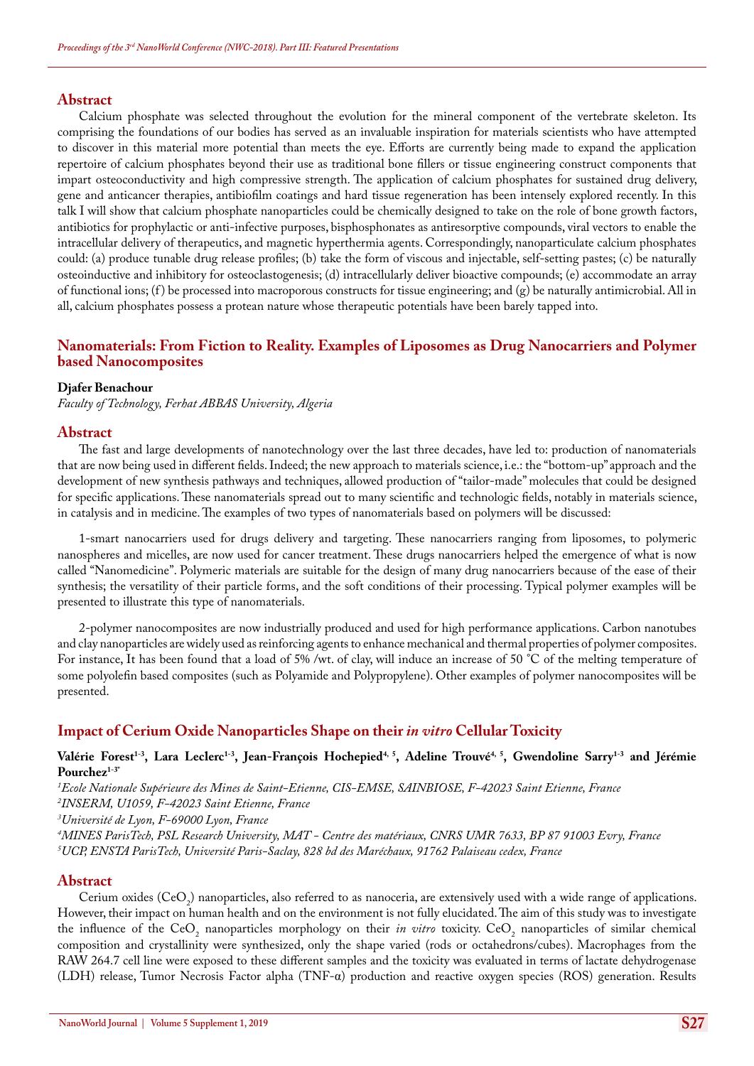## Abstract

Calcium phosphate was selected throughout the evolution for the mineral component of the vertebrate skeleton. Its comprising the foundations of our bodies has served as an invaluable inspiration for materials scientists who have attempted to discover in this material more potential than meets the eye. Efforts are currently being made to expand the application repertoire of calcium phosphates beyond their use as traditional bone fillers or tissue engineering construct components that impart osteoconductivity and high compressive strength. The application of calcium phosphates for sustained drug delivery, gene and anticancer therapies, antibiofilm coatings and hard tissue regeneration has been intensely explored recently. In this talk I will show that calcium phosphate nanoparticles could be chemically designed to take on the role of bone growth factors, antibiotics for prophylactic or anti-infective purposes, bisphosphonates as antiresorptive compounds, viral vectors to enable the intracellular delivery of therapeutics, and magnetic hyperthermia agents. Correspondingly, nanoparticulate calcium phosphates could: (a) produce tunable drug release profiles; (b) take the form of viscous and injectable, self-setting pastes; (c) be naturally osteoinductive and inhibitory for osteoclastogenesis; (d) intracellularly deliver bioactive compounds; (e) accommodate an array of functional ions; (f) be processed into macroporous constructs for tissue engineering; and (g) be naturally antimicrobial. All in all, calcium phosphates possess a protean nature whose therapeutic potentials have been barely tapped into.

## Nanomaterials: From Fiction to Reality. Examples of Liposomes as Drug Nanocarriers and Polymer based Nanocomposites

**Djafer Benachour**

*Faculty of Technology, Ferhat ABBAS University, Algeria*

## Abstract

The fast and large developments of nanotechnology over the last three decades, have led to: production of nanomaterials that are now being used in different fields. Indeed; the new approach to materials science, i.e.: the "bottom-up" approach and the development of new synthesis pathways and techniques, allowed production of "tailor-made" molecules that could be designed for specific applications. These nanomaterials spread out to many scientific and technologic fields, notably in materials science, in catalysis and in medicine. The examples of two types of nanomaterials based on polymers will be discussed:

1-smart nanocarriers used for drugs delivery and targeting. These nanocarriers ranging from liposomes, to polymeric nanospheres and micelles, are now used for cancer treatment. These drugs nanocarriers helped the emergence of what is now called "Nanomedicine". Polymeric materials are suitable for the design of many drug nanocarriers because of the ease of their synthesis; the versatility of their particle forms, and the soft conditions of their processing. Typical polymer examples will be presented to illustrate this type of nanomaterials.

2-polymer nanocomposites are now industrially produced and used for high performance applications. Carbon nanotubes and clay nanoparticles are widely used as reinforcing agents to enhance mechanical and thermal properties of polymer composites. For instance, It has been found that a load of 5% /wt. of clay, will induce an increase of 50 °C of the melting temperature of some polyolefin based composites (such as Polyamide and Polypropylene). Other examples of polymer nanocomposites will be presented.

## Impact of Cerium Oxide Nanoparticles Shape on their *in vitro* Cellular Toxicity

**Valérie Forest[1-3], Lara Leclerc[1-3], Jean-François Hochepied[4, 5], Adeline Trouvé[4, 5], Gwendoline Sarry[1-3] and Jérémie Pourchez[1-3*]**

[1]*Ecole Nationale Supérieure des Mines de Saint-Etienne, CIS-EMSE, SAINBIOSE, F-42023 Saint Etienne, France*

[2]*INSERM, U1059, F-42023 Saint Etienne, France*

[3]*Université de Lyon, F-69000 Lyon, France*

[4]*MINES ParisTech, PSL Research University, MAT - Centre des matériaux, CNRS UMR 7633, BP 87 91003 Evry, France*

[5]*UCP, ENSTA ParisTech, Université Paris-Saclay, 828 bd des Maréchaux, 91762 Palaiseau cedex, France*

## Abstract

Cerium oxides ($CeO_2$) nanoparticles, also referred to as nanoceria, are extensively used with a wide range of applications. However, their impact on human health and on the environment is not fully elucidated. The aim of this study was to investigate the influence of the $CeO_2$ nanoparticles morphology on their *in vitro* toxicity. $CeO_2$ nanoparticles of similar chemical composition and crystallinity were synthesized, only the shape varied (rods or octahedrons/cubes). Macrophages from the RAW 264.7 cell line were exposed to these different samples and the toxicity was evaluated in terms of lactate dehydrogenase (LDH) release, Tumor Necrosis Factor alpha (TNF-α) production and reactive oxygen species (ROS) generation. Results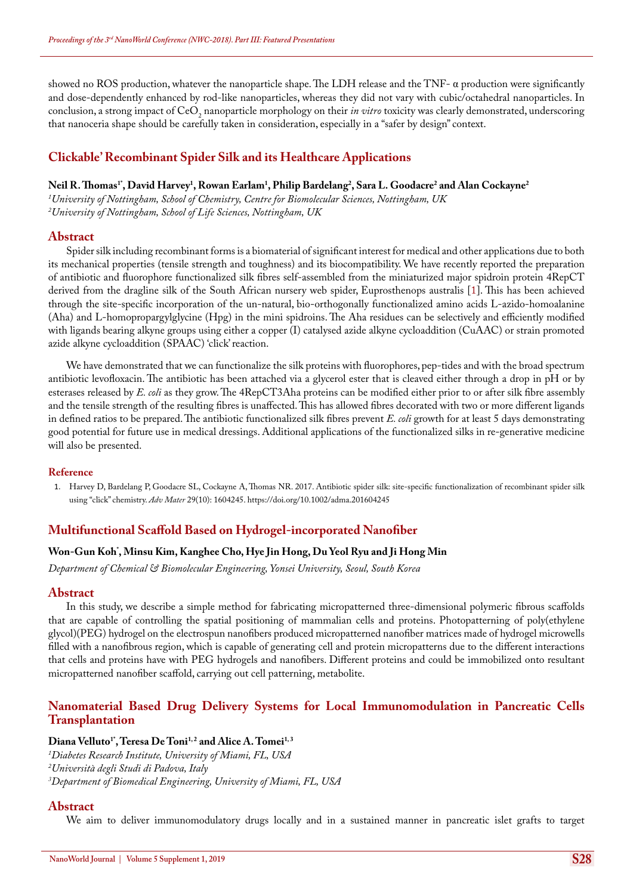showed no ROS production, whatever the nanoparticle shape. The LDH release and the TNF- α production were significantly and dose-dependently enhanced by rod-like nanoparticles, whereas they did not vary with cubic/octahedral nanoparticles. In conclusion, a strong impact of $CeO_2$ nanoparticle morphology on their *in vitro* toxicity was clearly demonstrated, underscoring that nanoceria shape should be carefully taken in consideration, especially in a "safer by design" context.

## Clickable' Recombinant Spider Silk and its Healthcare Applications

**Neil R. Thomas[1*], David Harvey[1], Rowan Earlam[1], Philip Bardelang[2], Sara L. Goodacre[2] and Alan Cockayne[2]**

[1]*University of Nottingham, School of Chemistry, Centre for Biomolecular Sciences, Nottingham, UK*

[2]*University of Nottingham, School of Life Sciences, Nottingham, UK*

### Abstract

Spider silk including recombinant forms is a biomaterial of significant interest for medical and other applications due to both its mechanical properties (tensile strength and toughness) and its biocompatibility. We have recently reported the preparation of antibiotic and fluorophore functionalized silk fibres self-assembled from the miniaturized major spidroin protein 4RepCT derived from the dragline silk of the South African nursery web spider, Euprosthenops australis [1]. This has been achieved through the site-specific incorporation of the un-natural, bio-orthogonally functionalized amino acids L-azido-homoalanine (Aha) and L-homopropargylglycine (Hpg) in the mini spidroins. The Aha residues can be selectively and efficiently modified with ligands bearing alkyne groups using either a copper (I) catalysed azide alkyne cycloaddition (CuAAC) or strain promoted azide alkyne cycloaddition (SPAAC) 'click' reaction.

We have demonstrated that we can functionalize the silk proteins with fluorophores, pep-tides and with the broad spectrum antibiotic levofloxacin. The antibiotic has been attached via a glycerol ester that is cleaved either through a drop in pH or by esterases released by *E. coli* as they grow. The 4RepCT3Aha proteins can be modified either prior to or after silk fibre assembly and the tensile strength of the resulting fibres is unaffected. This has allowed fibres decorated with two or more different ligands in defined ratios to be prepared. The antibiotic functionalized silk fibres prevent *E. coli* growth for at least 5 days demonstrating good potential for future use in medical dressings. Additional applications of the functionalized silks in re-generative medicine will also be presented.

#### Reference

1. Harvey D, Bardelang P, Goodacre SL, Cockayne A, Thomas NR. 2017. Antibiotic spider silk: site-specific functionalization of recombinant spider silk using "click" chemistry. *Adv Mater* 29(10): 1604245. https://doi.org/10.1002/adma.201604245

## Multifunctional Scaffold Based on Hydrogel-incorporated Nanofiber

**Won-Gun Koh*, Minsu Kim, Kanghee Cho, Hye Jin Hong, Du Yeol Ryu and Ji Hong Min**

*Department of Chemical & Biomolecular Engineering, Yonsei University, Seoul, South Korea*

### Abstract

In this study, we describe a simple method for fabricating micropatterned three-dimensional polymeric fibrous scaffolds that are capable of controlling the spatial positioning of mammalian cells and proteins. Photopatterning of poly(ethylene glycol)(PEG) hydrogel on the electrospun nanofibers produced micropatterned nanofiber matrices made of hydrogel microwells filled with a nanofibrous region, which is capable of generating cell and protein micropatterns due to the different interactions that cells and proteins have with PEG hydrogels and nanofibers. Different proteins and could be immobilized onto resultant micropatterned nanofiber scaffold, carrying out cell patterning, metabolite.

## Nanomaterial Based Drug Delivery Systems for Local Immunomodulation in Pancreatic Cells Transplantation

**Diana Velluto[1*], Teresa De Toni[1,2] and Alice A. Tomei[1,3]**

[1]*Diabetes Research Institute, University of Miami, FL, USA*

[2]*Università degli Studi di Padova, Italy*

[3]*Department of Biomedical Engineering, University of Miami, FL, USA*

### Abstract

We aim to deliver immunomodulatory drugs locally and in a sustained manner in pancreatic islet grafts to target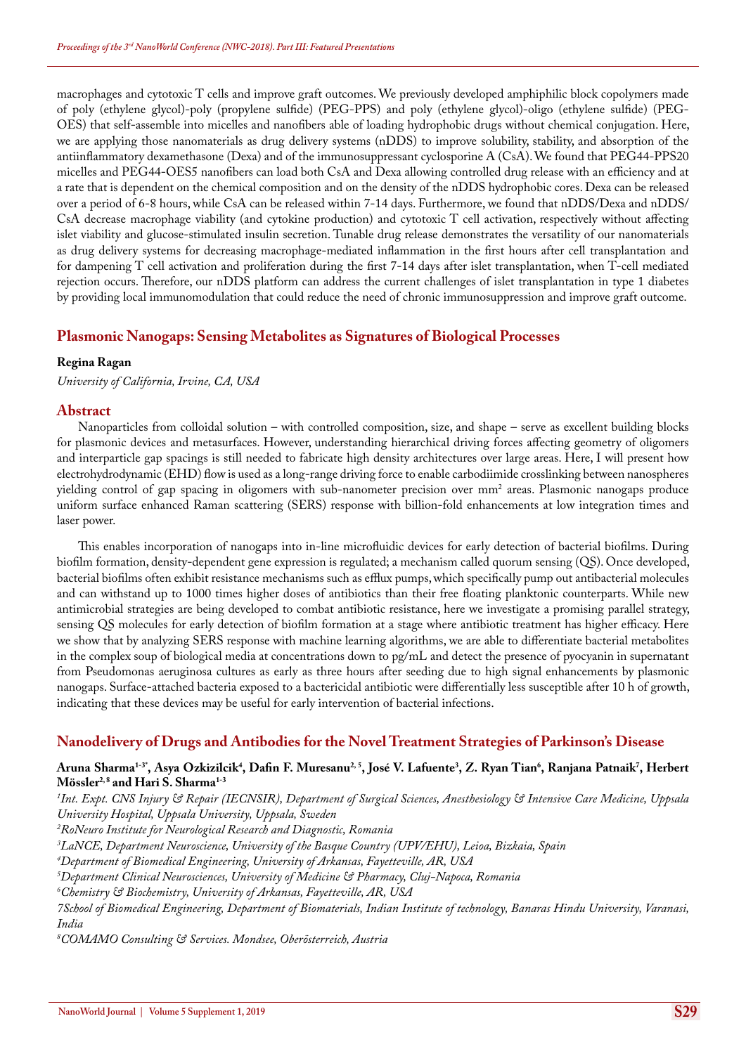macrophages and cytotoxic T cells and improve graft outcomes. We previously developed amphiphilic block copolymers made of poly (ethylene glycol)-poly (propylene sulfide) (PEG-PPS) and poly (ethylene glycol)-oligo (ethylene sulfide) (PEG-OES) that self-assemble into micelles and nanofibers able of loading hydrophobic drugs without chemical conjugation. Here, we are applying those nanomaterials as drug delivery systems (nDDS) to improve solubility, stability, and absorption of the antiinflammatory dexamethasone (Dexa) and of the immunosuppressant cyclosporine A (CsA). We found that PEG44-PPS20 micelles and PEG44-OES5 nanofibers can load both CsA and Dexa allowing controlled drug release with an efficiency and at a rate that is dependent on the chemical composition and on the density of the nDDS hydrophobic cores. Dexa can be released over a period of 6-8 hours, while CsA can be released within 7-14 days. Furthermore, we found that nDDS/Dexa and nDDS/CsA decrease macrophage viability (and cytokine production) and cytotoxic T cell activation, respectively without affecting islet viability and glucose-stimulated insulin secretion. Tunable drug release demonstrates the versatility of our nanomaterials as drug delivery systems for decreasing macrophage-mediated inflammation in the first hours after cell transplantation and for dampening T cell activation and proliferation during the first 7-14 days after islet transplantation, when T-cell mediated rejection occurs. Therefore, our nDDS platform can address the current challenges of islet transplantation in type 1 diabetes by providing local immunomodulation that could reduce the need of chronic immunosuppression and improve graft outcome.

## Plasmonic Nanogaps: Sensing Metabolites as Signatures of Biological Processes

**Regina Ragan**

*University of California, Irvine, CA, USA*

### Abstract

Nanoparticles from colloidal solution – with controlled composition, size, and shape – serve as excellent building blocks for plasmonic devices and metasurfaces. However, understanding hierarchical driving forces affecting geometry of oligomers and interparticle gap spacings is still needed to fabricate high density architectures over large areas. Here, I will present how electrohydrodynamic (EHD) flow is used as a long-range driving force to enable carbodiimide crosslinking between nanospheres yielding control of gap spacing in oligomers with sub-nanometer precision over $mm^2$ areas. Plasmonic nanogaps produce uniform surface enhanced Raman scattering (SERS) response with billion-fold enhancements at low integration times and laser power.

This enables incorporation of nanogaps into in-line microfluidic devices for early detection of bacterial biofilms. During biofilm formation, density-dependent gene expression is regulated; a mechanism called quorum sensing (QS). Once developed, bacterial biofilms often exhibit resistance mechanisms such as efflux pumps, which specifically pump out antibacterial molecules and can withstand up to 1000 times higher doses of antibiotics than their free floating planktonic counterparts. While new antimicrobial strategies are being developed to combat antibiotic resistance, here we investigate a promising parallel strategy, sensing QS molecules for early detection of biofilm formation at a stage where antibiotic treatment has higher efficacy. Here we show that by analyzing SERS response with machine learning algorithms, we are able to differentiate bacterial metabolites in the complex soup of biological media at concentrations down to pg/mL and detect the presence of pyocyanin in supernatant from Pseudomonas aeruginosa cultures as early as three hours after seeding due to high signal enhancements by plasmonic nanogaps. Surface-attached bacteria exposed to a bactericidal antibiotic were differentially less susceptible after 10 h of growth, indicating that these devices may be useful for early intervention of bacterial infections.

## Nanodelivery of Drugs and Antibodies for the Novel Treatment Strategies of Parkinson's Disease

**Aruna Sharma[1-3*], Asya Ozkizilcik[4], Dafin F. Muresanu[2,5], José V. Lafuente[3], Z. Ryan Tian[6], Ranjana Patnaik[7], Herbert Mössler[2,8] and Hari S. Sharma[1-3]**

*[1]Int. Expt. CNS Injury & Repair (IECNSIR), Department of Surgical Sciences, Anesthesiology & Intensive Care Medicine, Uppsala University Hospital, Uppsala University, Uppsala, Sweden*

*[2]RoNeuro Institute for Neurological Research and Diagnostic, Romania*

*[3]LaNCE, Department Neuroscience, University of the Basque Country (UPV/EHU), Leioa, Bizkaia, Spain*

*[4]Department of Biomedical Engineering, University of Arkansas, Fayetteville, AR, USA*

*[5]Department Clinical Neurosciences, University of Medicine & Pharmacy, Cluj-Napoca, Romania*

*[6]Chemistry & Biochemistry, University of Arkansas, Fayetteville, AR, USA*

*7School of Biomedical Engineering, Department of Biomaterials, Indian Institute of technology, Banaras Hindu University, Varanasi, India*

*[8]COMAMO Consulting & Services. Mondsee, Oberösterreich, Austria*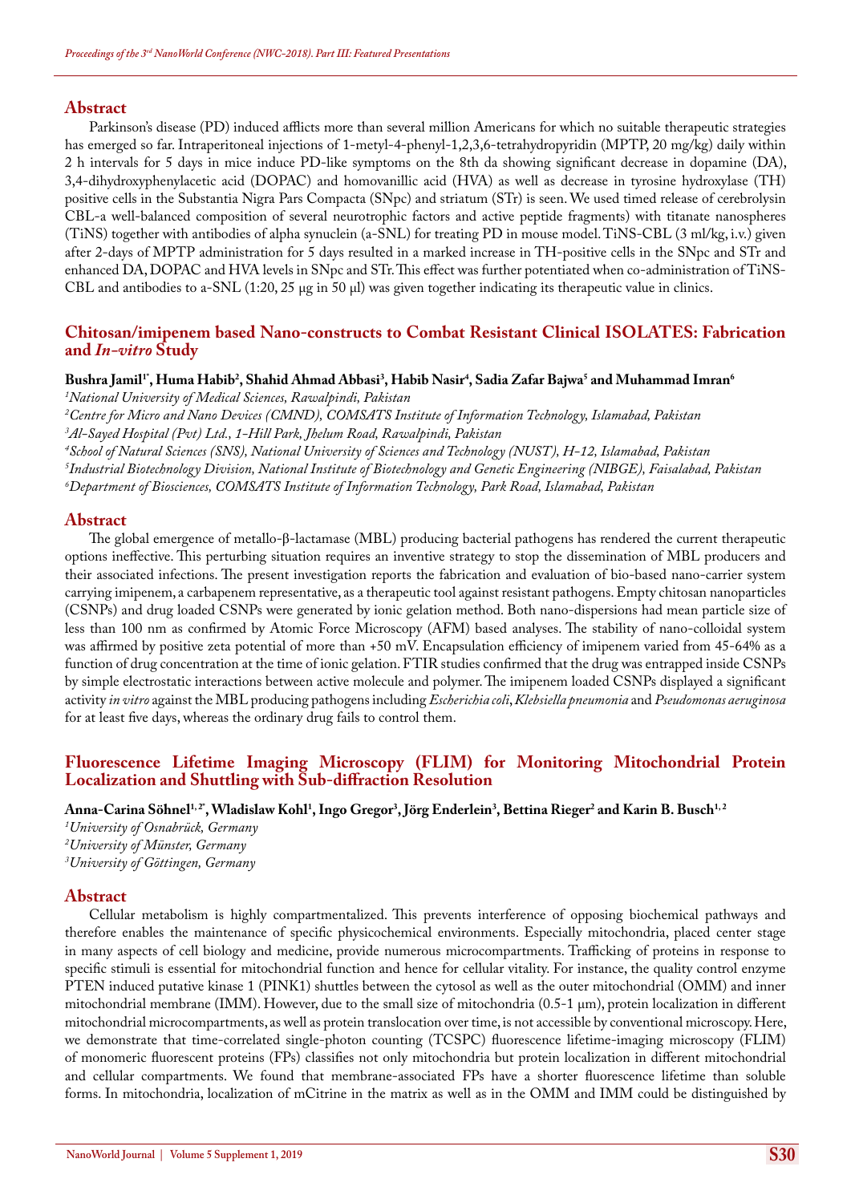## Abstract

Parkinson's disease (PD) induced afflicts more than several million Americans for which no suitable therapeutic strategies has emerged so far. Intraperitoneal injections of 1-metyl-4-phenyl-1,2,3,6-tetrahydropyridin (MPTP, 20 mg/kg) daily within 2 h intervals for 5 days in mice induce PD-like symptoms on the 8th da showing significant decrease in dopamine (DA), 3,4-dihydroxyphenylacetic acid (DOPAC) and homovanillic acid (HVA) as well as decrease in tyrosine hydroxylase (TH) positive cells in the Substantia Nigra Pars Compacta (SNpc) and striatum (STr) is seen. We used timed release of cerebrolysin CBL-a well-balanced composition of several neurotrophic factors and active peptide fragments) with titanate nanospheres (TiNS) together with antibodies of alpha synuclein (a-SNL) for treating PD in mouse model. TiNS-CBL (3 ml/kg, i.v.) given after 2-days of MPTP administration for 5 days resulted in a marked increase in TH-positive cells in the SNpc and STr and enhanced DA, DOPAC and HVA levels in SNpc and STr. This effect was further potentiated when co-administration of TiNS-CBL and antibodies to a-SNL (1:20, 25 µg in 50 µl) was given together indicating its therapeutic value in clinics.

## Chitosan/imipenem based Nano-constructs to Combat Resistant Clinical ISOLATES: Fabrication and *In-vitro* Study

**Bushra Jamil[1*], Huma Habib[2], Shahid Ahmad Abbasi[3], Habib Nasir[4], Sadia Zafar Bajwa[5] and Muhammad Imran[6]**

*[1]National University of Medical Sciences, Rawalpindi, Pakistan*

*[2]Centre for Micro and Nano Devices (CMND), COMSATS Institute of Information Technology, Islamabad, Pakistan*

*[3]Al-Sayed Hospital (Pvt) Ltd., 1-Hill Park, Jhelum Road, Rawalpindi, Pakistan*

*[4]School of Natural Sciences (SNS), National University of Sciences and Technology (NUST), H-12, Islamabad, Pakistan*

*[5]Industrial Biotechnology Division, National Institute of Biotechnology and Genetic Engineering (NIBGE), Faisalabad, Pakistan*

*[6]Department of Biosciences, COMSATS Institute of Information Technology, Park Road, Islamabad, Pakistan*

## Abstract

The global emergence of metallo-β-lactamase (MBL) producing bacterial pathogens has rendered the current therapeutic options ineffective. This perturbing situation requires an inventive strategy to stop the dissemination of MBL producers and their associated infections. The present investigation reports the fabrication and evaluation of bio-based nano-carrier system carrying imipenem, a carbapenem representative, as a therapeutic tool against resistant pathogens. Empty chitosan nanoparticles (CSNPs) and drug loaded CSNPs were generated by ionic gelation method. Both nano-dispersions had mean particle size of less than 100 nm as confirmed by Atomic Force Microscopy (AFM) based analyses. The stability of nano-colloidal system was affirmed by positive zeta potential of more than +50 mV. Encapsulation efficiency of imipenem varied from 45-64% as a function of drug concentration at the time of ionic gelation. FTIR studies confirmed that the drug was entrapped inside CSNPs by simple electrostatic interactions between active molecule and polymer. The imipenem loaded CSNPs displayed a significant activity *in vitro* against the MBL producing pathogens including *Escherichia coli*, *Klebsiella pneumonia* and *Pseudomonas aeruginosa* for at least five days, whereas the ordinary drug fails to control them.

## Fluorescence Lifetime Imaging Microscopy (FLIM) for Monitoring Mitochondrial Protein Localization and Shuttling with Sub-diffraction Resolution

**Anna-Carina Söhnel[1, 2*], Wladislaw Kohl[1], Ingo Gregor[3], Jörg Enderlein[3], Bettina Rieger[2] and Karin B. Busch[1, 2]**

*[1]University of Osnabrück, Germany*

*[2]University of Münster, Germany*

*[3]University of Göttingen, Germany*

## Abstract

Cellular metabolism is highly compartmentalized. This prevents interference of opposing biochemical pathways and therefore enables the maintenance of specific physicochemical environments. Especially mitochondria, placed center stage in many aspects of cell biology and medicine, provide numerous microcompartments. Trafficking of proteins in response to specific stimuli is essential for mitochondrial function and hence for cellular vitality. For instance, the quality control enzyme PTEN induced putative kinase 1 (PINK1) shuttles between the cytosol as well as the outer mitochondrial (OMM) and inner mitochondrial membrane (IMM). However, due to the small size of mitochondria (0.5-1 µm), protein localization in different mitochondrial microcompartments, as well as protein translocation over time, is not accessible by conventional microscopy. Here, we demonstrate that time-correlated single-photon counting (TCSPC) fluorescence lifetime-imaging microscopy (FLIM) of monomeric fluorescent proteins (FPs) classifies not only mitochondrial but protein localization in different mitochondrial and cellular compartments. We found that membrane-associated FPs have a shorter fluorescence lifetime than soluble forms. In mitochondria, localization of mCitrine in the matrix as well as in the OMM and IMM could be distinguished by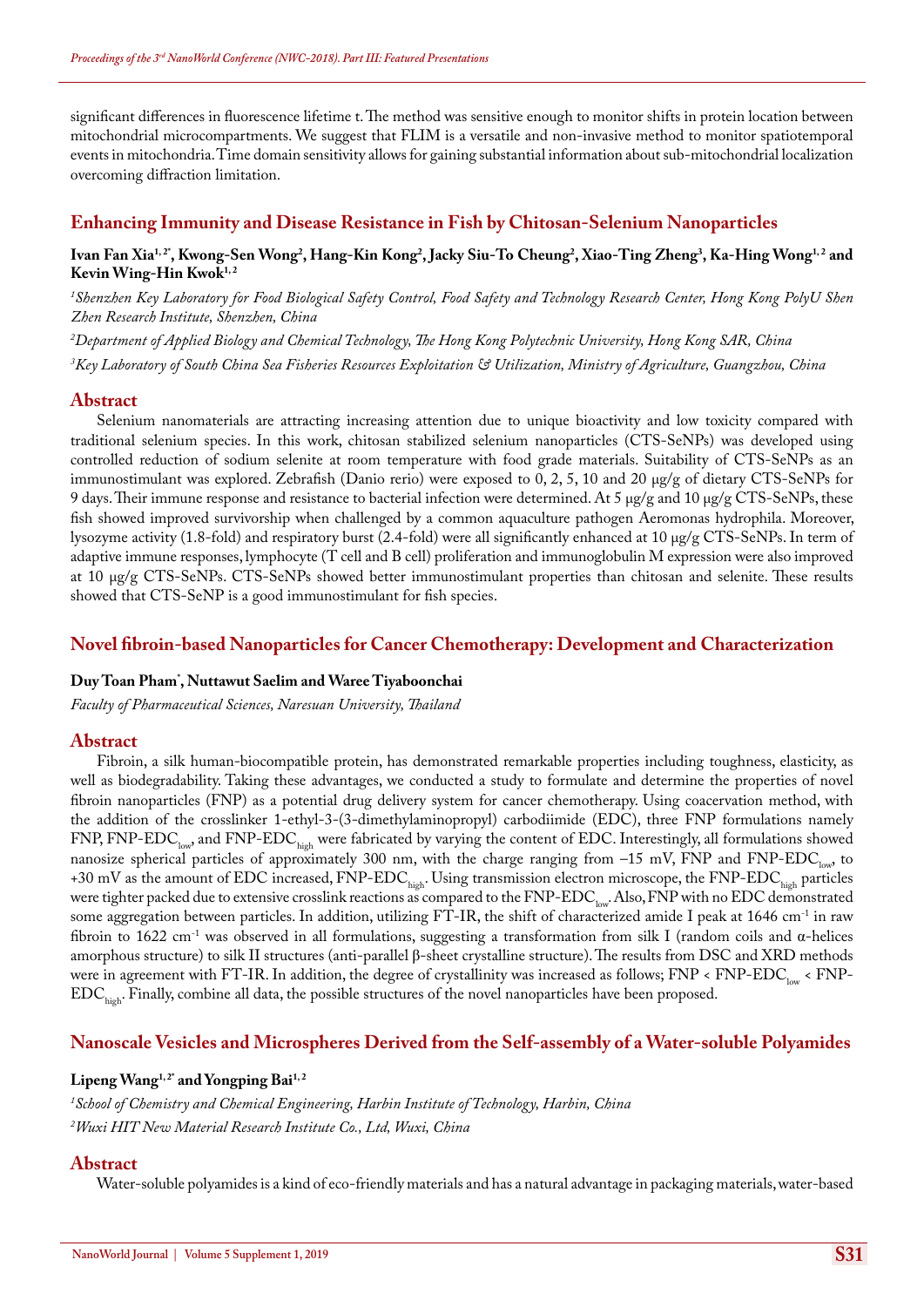significant differences in fluorescence lifetime t. The method was sensitive enough to monitor shifts in protein location between mitochondrial microcompartments. We suggest that FLIM is a versatile and non-invasive method to monitor spatiotemporal events in mitochondria. Time domain sensitivity allows for gaining substantial information about sub-mitochondrial localization overcoming diffraction limitation.

## Enhancing Immunity and Disease Resistance in Fish by Chitosan-Selenium Nanoparticles

**Ivan Fan Xia[1, 2*], Kwong-Sen Wong[2], Hang-Kin Kong[2], Jacky Siu-To Cheung[2], Xiao-Ting Zheng[3], Ka-Hing Wong[1, 2] and Kevin Wing-Hin Kwok[1, 2]**

*[1]Shenzhen Key Laboratory for Food Biological Safety Control, Food Safety and Technology Research Center, Hong Kong PolyU Shen Zhen Research Institute, Shenzhen, China*

*[2]Department of Applied Biology and Chemical Technology, The Hong Kong Polytechnic University, Hong Kong SAR, China*

*[3]Key Laboratory of South China Sea Fisheries Resources Exploitation & Utilization, Ministry of Agriculture, Guangzhou, China*

### Abstract

Selenium nanomaterials are attracting increasing attention due to unique bioactivity and low toxicity compared with traditional selenium species. In this work, chitosan stabilized selenium nanoparticles (CTS-SeNPs) was developed using controlled reduction of sodium selenite at room temperature with food grade materials. Suitability of CTS-SeNPs as an immunostimulant was explored. Zebrafish (Danio rerio) were exposed to 0, 2, 5, 10 and 20 μg/g of dietary CTS-SeNPs for 9 days. Their immune response and resistance to bacterial infection were determined. At 5 μg/g and 10 μg/g CTS-SeNPs, these fish showed improved survivorship when challenged by a common aquaculture pathogen Aeromonas hydrophila. Moreover, lysozyme activity (1.8-fold) and respiratory burst (2.4-fold) were all significantly enhanced at 10 μg/g CTS-SeNPs. In term of adaptive immune responses, lymphocyte (T cell and B cell) proliferation and immunoglobulin M expression were also improved at 10 μg/g CTS-SeNPs. CTS-SeNPs showed better immunostimulant properties than chitosan and selenite. These results showed that CTS-SeNP is a good immunostimulant for fish species.

## Novel fibroin-based Nanoparticles for Cancer Chemotherapy: Development and Characterization

**Duy Toan Pham*, Nuttawut Saelim and Waree Tiyaboonchai**

*Faculty of Pharmaceutical Sciences, Naresuan University, Thailand*

### Abstract

Fibroin, a silk human-biocompatible protein, has demonstrated remarkable properties including toughness, elasticity, as well as biodegradability. Taking these advantages, we conducted a study to formulate and determine the properties of novel fibroin nanoparticles (FNP) as a potential drug delivery system for cancer chemotherapy. Using coacervation method, with the addition of the crosslinker 1-ethyl-3-(3-dimethylaminopropyl) carbodiimide (EDC), three FNP formulations namely FNP, FNP-$EDC_{low}$, and FNP-$EDC_{high}$ were fabricated by varying the content of EDC. Interestingly, all formulations showed nanosize spherical particles of approximately 300 nm, with the charge ranging from −15 mV, FNP and FNP-$EDC_{low}$, to +30 mV as the amount of EDC increased, FNP-$EDC_{high}$. Using transmission electron microscope, the FNP-$EDC_{high}$ particles were tighter packed due to extensive crosslink reactions as compared to the FNP-$EDC_{low}$. Also, FNP with no EDC demonstrated some aggregation between particles. In addition, utilizing FT-IR, the shift of characterized amide I peak at 1646 $cm^{-1}$ in raw fibroin to 1622 $cm^{-1}$ was observed in all formulations, suggesting a transformation from silk I (random coils and α-helices amorphous structure) to silk II structures (anti-parallel β-sheet crystalline structure). The results from DSC and XRD methods were in agreement with FT-IR. In addition, the degree of crystallinity was increased as follows; FNP < FNP-$EDC_{low}$ < FNP-$EDC_{high}$. Finally, combine all data, the possible structures of the novel nanoparticles have been proposed.

## Nanoscale Vesicles and Microspheres Derived from the Self-assembly of a Water-soluble Polyamides

**Lipeng Wang[1, 2*] and Yongping Bai[1, 2]**

*[1]School of Chemistry and Chemical Engineering, Harbin Institute of Technology, Harbin, China*

*[2]Wuxi HIT New Material Research Institute Co., Ltd, Wuxi, China*

### Abstract

Water-soluble polyamides is a kind of eco-friendly materials and has a natural advantage in packaging materials, water-based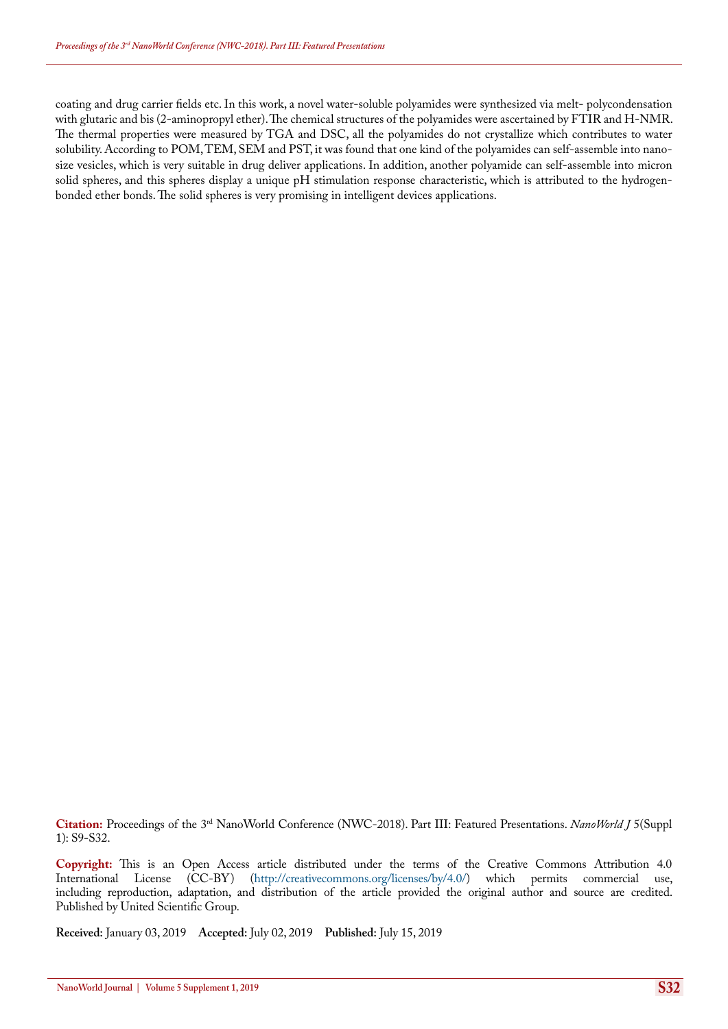coating and drug carrier fields etc. In this work, a novel water-soluble polyamides were synthesized via melt- polycondensation with glutaric and bis (2-aminopropyl ether). The chemical structures of the polyamides were ascertained by FTIR and H-NMR. The thermal properties were measured by TGA and DSC, all the polyamides do not crystallize which contributes to water solubility. According to POM, TEM, SEM and PST, it was found that one kind of the polyamides can self-assemble into nano-size vesicles, which is very suitable in drug deliver applications. In addition, another polyamide can self-assemble into micron solid spheres, and this spheres display a unique pH stimulation response characteristic, which is attributed to the hydrogen-bonded ether bonds. The solid spheres is very promising in intelligent devices applications.

**Citation:** Proceedings of the 3rd NanoWorld Conference (NWC-2018). Part III: Featured Presentations. *NanoWorld J* 5(Suppl 1): S9-S32.

**Copyright:** This is an Open Access article distributed under the terms of the Creative Commons Attribution 4.0 International License (CC-BY) (http://creativecommons.org/licenses/by/4.0/) which permits commercial use, including reproduction, adaptation, and distribution of the article provided the original author and source are credited. Published by United Scientific Group.

**Received:** January 03, 2019 **Accepted:** July 02, 2019 **Published:** July 15, 2019